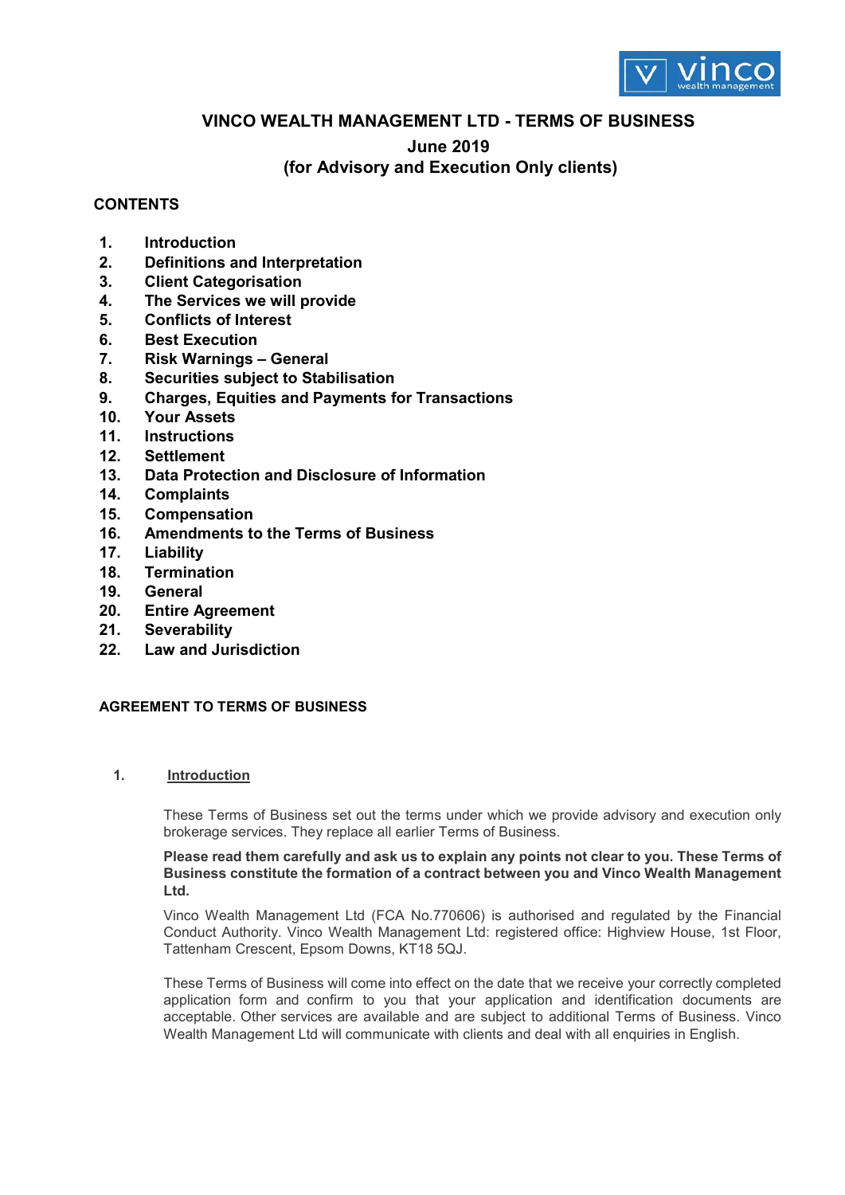# VINCO WEALTH MANAGEMENT LTD - TERMS OF BUSINESS

**June 2019**

**(for Advisory and Execution Only clients)**

## CONTENTS

1. **Introduction**
2. **Definitions and Interpretation**
3. **Client Categorisation**
4. **The Services we will provide**
5. **Conflicts of Interest**
6. **Best Execution**
7. **Risk Warnings – General**
8. **Securities subject to Stabilisation**
9. **Charges, Equities and Payments for Transactions**
10. **Your Assets**
11. **Instructions**
12. **Settlement**
13. **Data Protection and Disclosure of Information**
14. **Complaints**
15. **Compensation**
16. **Amendments to the Terms of Business**
17. **Liability**
18. **Termination**
19. **General**
20. **Entire Agreement**
21. **Severability**
22. **Law and Jurisdiction**

## AGREEMENT TO TERMS OF BUSINESS

### 1. Introduction

These Terms of Business set out the terms under which we provide advisory and execution only brokerage services. They replace all earlier Terms of Business.

**Please read them carefully and ask us to explain any points not clear to you. These Terms of Business constitute the formation of a contract between you and Vinco Wealth Management Ltd.**

Vinco Wealth Management Ltd (FCA No.770606) is authorised and regulated by the Financial Conduct Authority. Vinco Wealth Management Ltd: registered office: Highview House, 1st Floor, Tattenham Crescent, Epsom Downs, KT18 5QJ.

These Terms of Business will come into effect on the date that we receive your correctly completed application form and confirm to you that your application and identification documents are acceptable. Other services are available and are subject to additional Terms of Business. Vinco Wealth Management Ltd will communicate with clients and deal with all enquiries in English.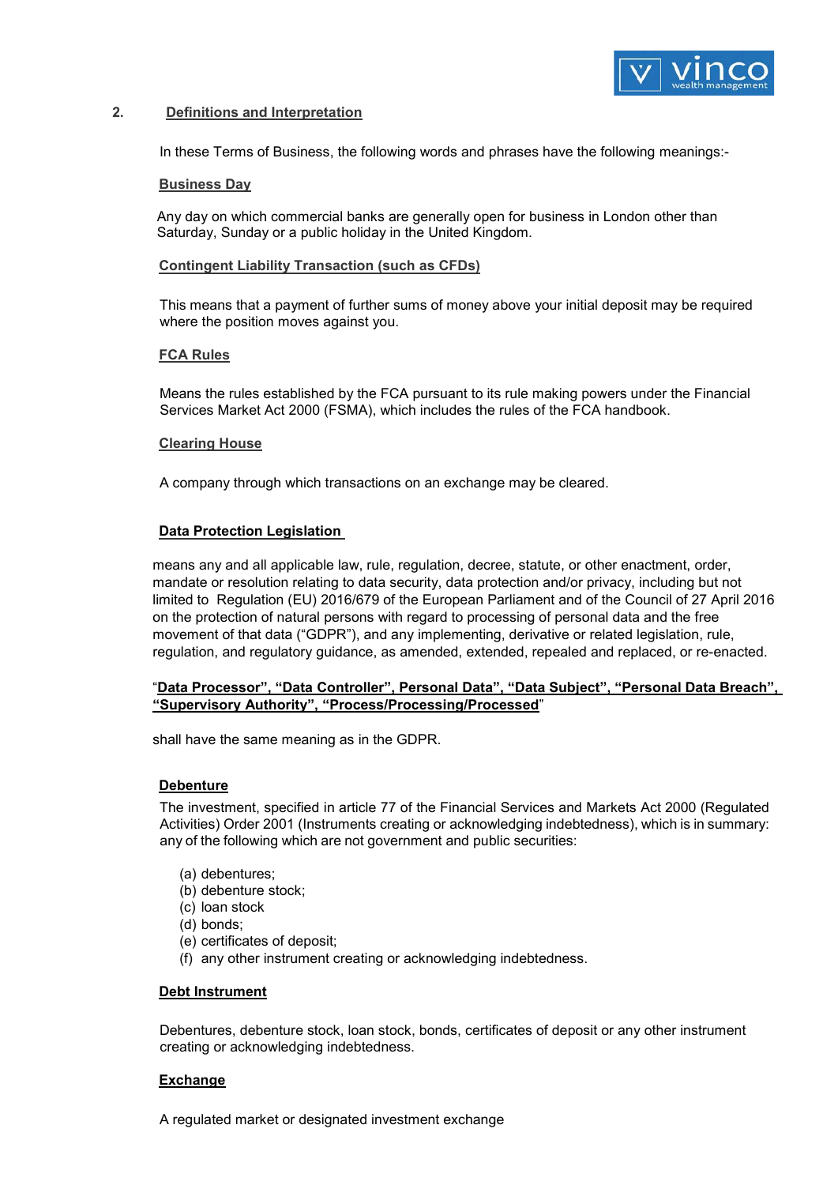## 2. Definitions and Interpretation

In these Terms of Business, the following words and phrases have the following meanings:-

**Business Day**

Any day on which commercial banks are generally open for business in London other than Saturday, Sunday or a public holiday in the United Kingdom.

**Contingent Liability Transaction (such as CFDs)**

This means that a payment of further sums of money above your initial deposit may be required where the position moves against you.

**FCA Rules**

Means the rules established by the FCA pursuant to its rule making powers under the Financial Services Market Act 2000 (FSMA), which includes the rules of the FCA handbook.

**Clearing House**

A company through which transactions on an exchange may be cleared.

**Data Protection Legislation**

means any and all applicable law, rule, regulation, decree, statute, or other enactment, order, mandate or resolution relating to data security, data protection and/or privacy, including but not limited to Regulation (EU) 2016/679 of the European Parliament and of the Council of 27 April 2016 on the protection of natural persons with regard to processing of personal data and the free movement of that data ("GDPR"), and any implementing, derivative or related legislation, rule, regulation, and regulatory guidance, as amended, extended, repealed and replaced, or re-enacted.

"**Data Processor", "Data Controller", Personal Data", "Data Subject", "Personal Data Breach", "Supervisory Authority", "Process/Processing/Processed**"

shall have the same meaning as in the GDPR.

**Debenture**

The investment, specified in article 77 of the Financial Services and Markets Act 2000 (Regulated Activities) Order 2001 (Instruments creating or acknowledging indebtedness), which is in summary: any of the following which are not government and public securities:

(a) debentures;
(b) debenture stock;
(c) loan stock
(d) bonds;
(e) certificates of deposit;
(f) any other instrument creating or acknowledging indebtedness.

**Debt Instrument**

Debentures, debenture stock, loan stock, bonds, certificates of deposit or any other instrument creating or acknowledging indebtedness.

**Exchange**

A regulated market or designated investment exchange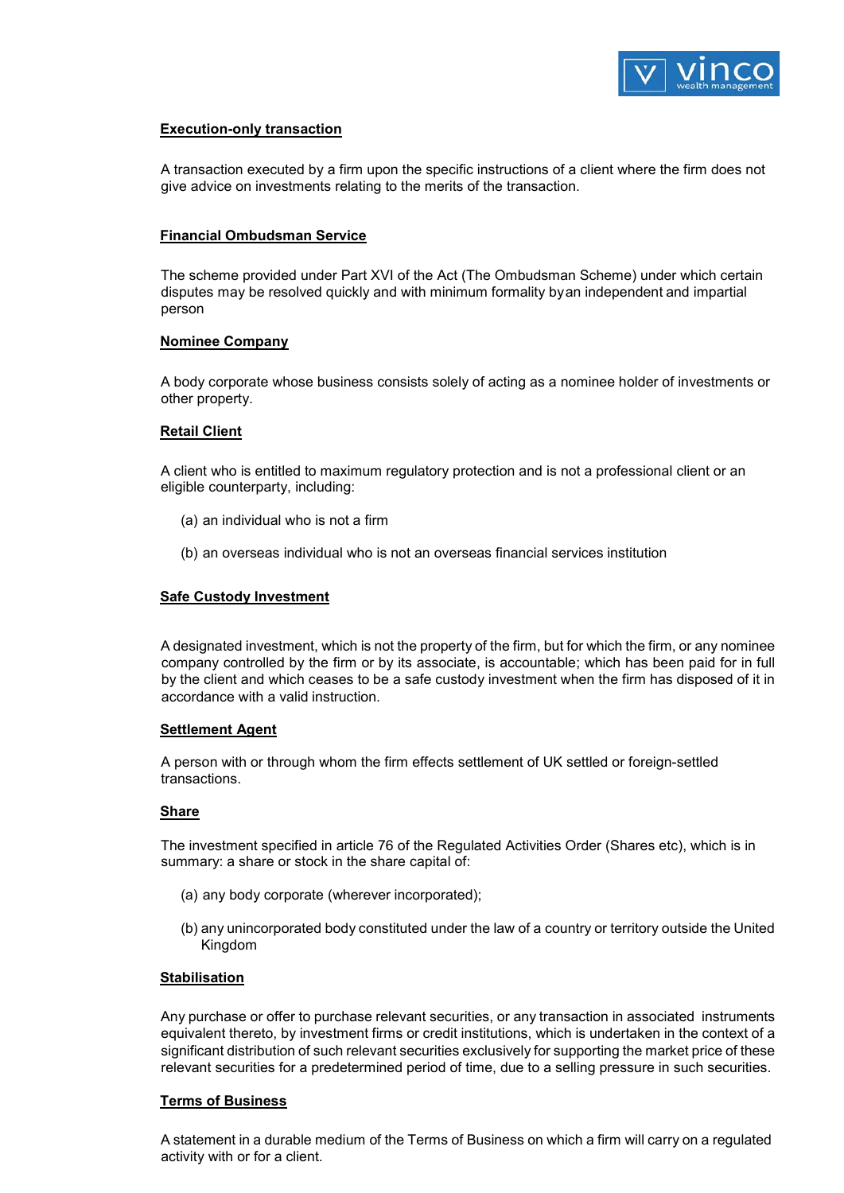**Execution-only transaction**

A transaction executed by a firm upon the specific instructions of a client where the firm does not give advice on investments relating to the merits of the transaction.

**Financial Ombudsman Service**

The scheme provided under Part XVI of the Act (The Ombudsman Scheme) under which certain disputes may be resolved quickly and with minimum formality by an independent and impartial person

**Nominee Company**

A body corporate whose business consists solely of acting as a nominee holder of investments or other property.

**Retail Client**

A client who is entitled to maximum regulatory protection and is not a professional client or an eligible counterparty, including:

(a) an individual who is not a firm

(b) an overseas individual who is not an overseas financial services institution

**Safe Custody Investment**

A designated investment, which is not the property of the firm, but for which the firm, or any nominee company controlled by the firm or by its associate, is accountable; which has been paid for in full by the client and which ceases to be a safe custody investment when the firm has disposed of it in accordance with a valid instruction.

**Settlement Agent**

A person with or through whom the firm effects settlement of UK settled or foreign-settled transactions.

**Share**

The investment specified in article 76 of the Regulated Activities Order (Shares etc), which is in summary: a share or stock in the share capital of:

(a) any body corporate (wherever incorporated);

(b) any unincorporated body constituted under the law of a country or territory outside the United Kingdom

**Stabilisation**

Any purchase or offer to purchase relevant securities, or any transaction in associated instruments equivalent thereto, by investment firms or credit institutions, which is undertaken in the context of a significant distribution of such relevant securities exclusively for supporting the market price of these relevant securities for a predetermined period of time, due to a selling pressure in such securities.

**Terms of Business**

A statement in a durable medium of the Terms of Business on which a firm will carry on a regulated activity with or for a client.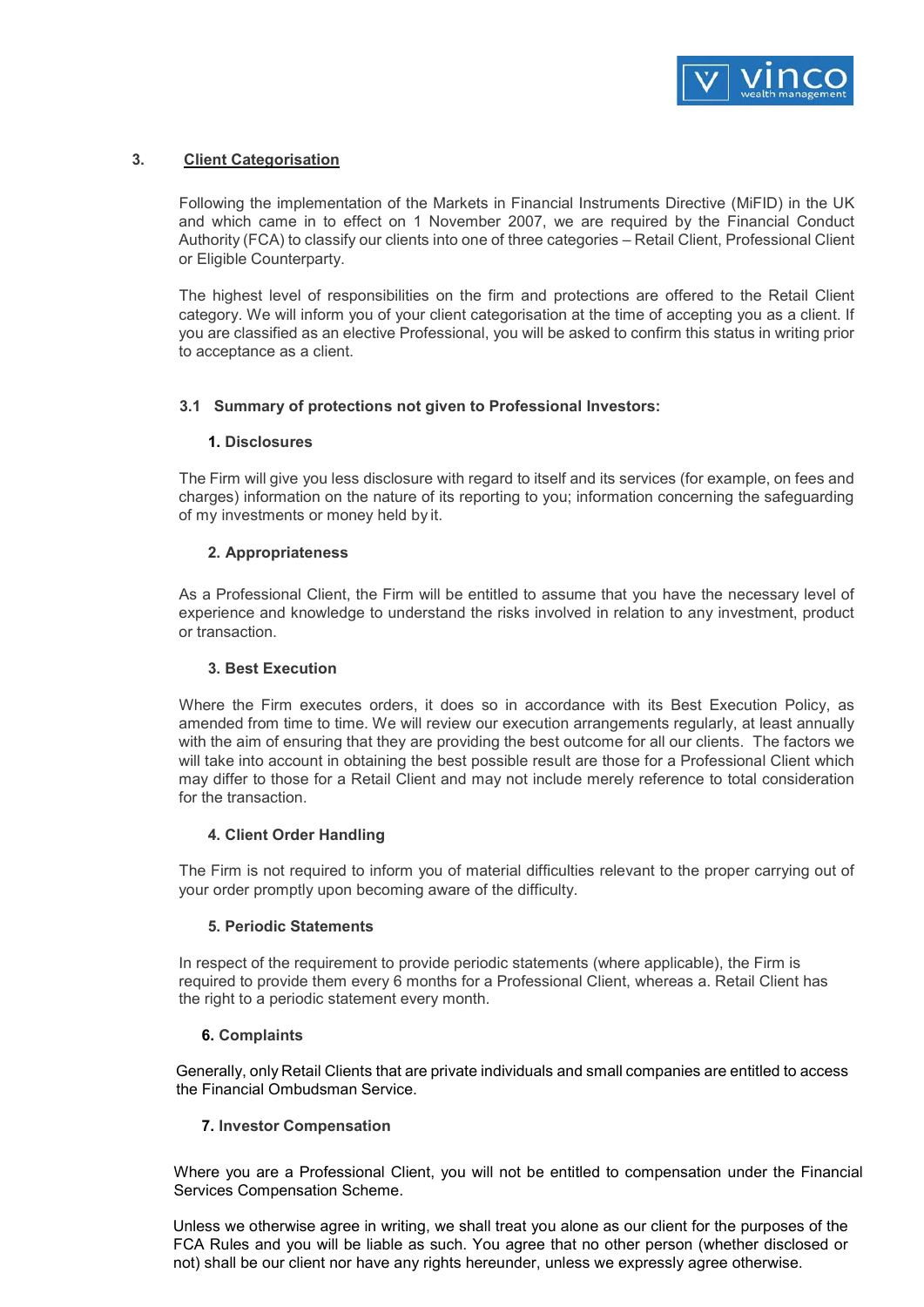## 3. Client Categorisation

Following the implementation of the Markets in Financial Instruments Directive (MiFID) in the UK and which came in to effect on 1 November 2007, we are required by the Financial Conduct Authority (FCA) to classify our clients into one of three categories – Retail Client, Professional Client or Eligible Counterparty.

The highest level of responsibilities on the firm and protections are offered to the Retail Client category. We will inform you of your client categorisation at the time of accepting you as a client. If you are classified as an elective Professional, you will be asked to confirm this status in writing prior to acceptance as a client.

### 3.1 Summary of protections not given to Professional Investors:

**1. Disclosures**

The Firm will give you less disclosure with regard to itself and its services (for example, on fees and charges) information on the nature of its reporting to you; information concerning the safeguarding of my investments or money held by it.

**2. Appropriateness**

As a Professional Client, the Firm will be entitled to assume that you have the necessary level of experience and knowledge to understand the risks involved in relation to any investment, product or transaction.

**3. Best Execution**

Where the Firm executes orders, it does so in accordance with its Best Execution Policy, as amended from time to time. We will review our execution arrangements regularly, at least annually with the aim of ensuring that they are providing the best outcome for all our clients. The factors we will take into account in obtaining the best possible result are those for a Professional Client which may differ to those for a Retail Client and may not include merely reference to total consideration for the transaction.

**4. Client Order Handling**

The Firm is not required to inform you of material difficulties relevant to the proper carrying out of your order promptly upon becoming aware of the difficulty.

**5. Periodic Statements**

In respect of the requirement to provide periodic statements (where applicable), the Firm is required to provide them every 6 months for a Professional Client, whereas a. Retail Client has the right to a periodic statement every month.

**6. Complaints**

Generally, only Retail Clients that are private individuals and small companies are entitled to access the Financial Ombudsman Service.

**7. Investor Compensation**

Where you are a Professional Client, you will not be entitled to compensation under the Financial Services Compensation Scheme.

Unless we otherwise agree in writing, we shall treat you alone as our client for the purposes of the FCA Rules and you will be liable as such. You agree that no other person (whether disclosed or not) shall be our client nor have any rights hereunder, unless we expressly agree otherwise.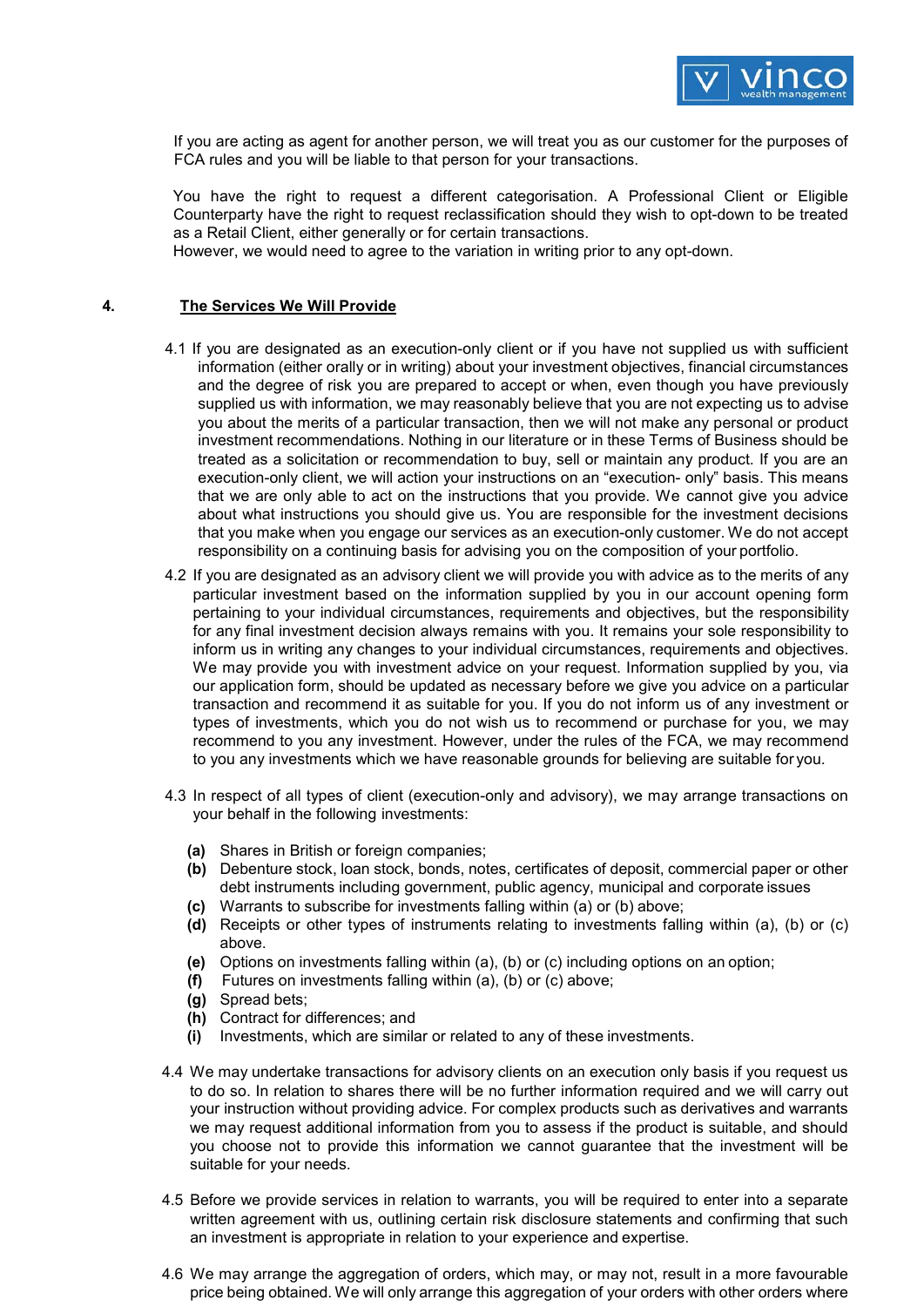If you are acting as agent for another person, we will treat you as our customer for the purposes of FCA rules and you will be liable to that person for your transactions.

You have the right to request a different categorisation. A Professional Client or Eligible Counterparty have the right to request reclassification should they wish to opt-down to be treated as a Retail Client, either generally or for certain transactions.
However, we would need to agree to the variation in writing prior to any opt-down.

## 4. The Services We Will Provide

4.1 If you are designated as an execution-only client or if you have not supplied us with sufficient information (either orally or in writing) about your investment objectives, financial circumstances and the degree of risk you are prepared to accept or when, even though you have previously supplied us with information, we may reasonably believe that you are not expecting us to advise you about the merits of a particular transaction, then we will not make any personal or product investment recommendations. Nothing in our literature or in these Terms of Business should be treated as a solicitation or recommendation to buy, sell or maintain any product. If you are an execution-only client, we will action your instructions on an "execution- only" basis. This means that we are only able to act on the instructions that you provide. We cannot give you advice about what instructions you should give us. You are responsible for the investment decisions that you make when you engage our services as an execution-only customer. We do not accept responsibility on a continuing basis for advising you on the composition of your portfolio.

4.2 If you are designated as an advisory client we will provide you with advice as to the merits of any particular investment based on the information supplied by you in our account opening form pertaining to your individual circumstances, requirements and objectives, but the responsibility for any final investment decision always remains with you. It remains your sole responsibility to inform us in writing any changes to your individual circumstances, requirements and objectives. We may provide you with investment advice on your request. Information supplied by you, via our application form, should be updated as necessary before we give you advice on a particular transaction and recommend it as suitable for you. If you do not inform us of any investment or types of investments, which you do not wish us to recommend or purchase for you, we may recommend to you any investment. However, under the rules of the FCA, we may recommend to you any investments which we have reasonable grounds for believing are suitable for you.

4.3 In respect of all types of client (execution-only and advisory), we may arrange transactions on your behalf in the following investments:

**(a)** Shares in British or foreign companies;
**(b)** Debenture stock, loan stock, bonds, notes, certificates of deposit, commercial paper or other debt instruments including government, public agency, municipal and corporate issues
**(c)** Warrants to subscribe for investments falling within (a) or (b) above;
**(d)** Receipts or other types of instruments relating to investments falling within (a), (b) or (c) above.
**(e)** Options on investments falling within (a), (b) or (c) including options on an option;
**(f)** Futures on investments falling within (a), (b) or (c) above;
**(g)** Spread bets;
**(h)** Contract for differences; and
**(i)** Investments, which are similar or related to any of these investments.

4.4 We may undertake transactions for advisory clients on an execution only basis if you request us to do so. In relation to shares there will be no further information required and we will carry out your instruction without providing advice. For complex products such as derivatives and warrants we may request additional information from you to assess if the product is suitable, and should you choose not to provide this information we cannot guarantee that the investment will be suitable for your needs.

4.5 Before we provide services in relation to warrants, you will be required to enter into a separate written agreement with us, outlining certain risk disclosure statements and confirming that such an investment is appropriate in relation to your experience and expertise.

4.6 We may arrange the aggregation of orders, which may, or may not, result in a more favourable price being obtained. We will only arrange this aggregation of your orders with other orders where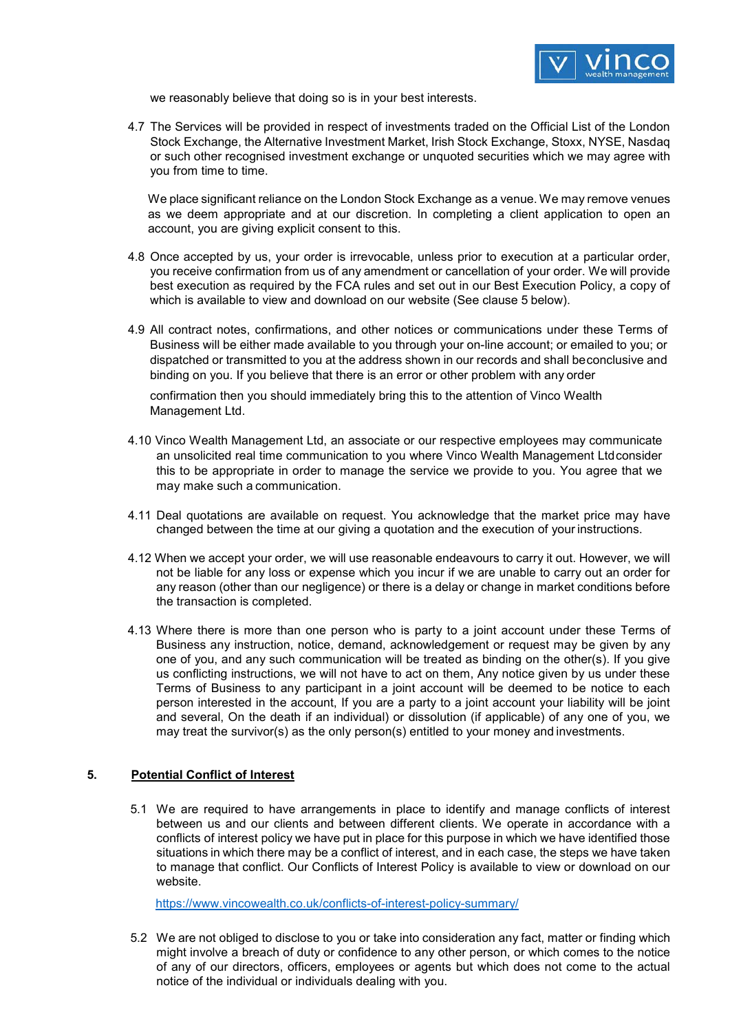we reasonably believe that doing so is in your best interests.

4.7 The Services will be provided in respect of investments traded on the Official List of the London Stock Exchange, the Alternative Investment Market, Irish Stock Exchange, Stoxx, NYSE, Nasdaq or such other recognised investment exchange or unquoted securities which we may agree with you from time to time.

We place significant reliance on the London Stock Exchange as a venue. We may remove venues as we deem appropriate and at our discretion. In completing a client application to open an account, you are giving explicit consent to this.

4.8 Once accepted by us, your order is irrevocable, unless prior to execution at a particular order, you receive confirmation from us of any amendment or cancellation of your order. We will provide best execution as required by the FCA rules and set out in our Best Execution Policy, a copy of which is available to view and download on our website (See clause 5 below).

4.9 All contract notes, confirmations, and other notices or communications under these Terms of Business will be either made available to you through your on-line account; or emailed to you; or dispatched or transmitted to you at the address shown in our records and shall beconclusive and binding on you. If you believe that there is an error or other problem with any order confirmation then you should immediately bring this to the attention of Vinco Wealth Management Ltd.

4.10 Vinco Wealth Management Ltd, an associate or our respective employees may communicate an unsolicited real time communication to you where Vinco Wealth Management Ltdconsider this to be appropriate in order to manage the service we provide to you. You agree that we may make such a communication.

4.11 Deal quotations are available on request. You acknowledge that the market price may have changed between the time at our giving a quotation and the execution of your instructions.

4.12 When we accept your order, we will use reasonable endeavours to carry it out. However, we will not be liable for any loss or expense which you incur if we are unable to carry out an order for any reason (other than our negligence) or there is a delay or change in market conditions before the transaction is completed.

4.13 Where there is more than one person who is party to a joint account under these Terms of Business any instruction, notice, demand, acknowledgement or request may be given by any one of you, and any such communication will be treated as binding on the other(s). If you give us conflicting instructions, we will not have to act on them, Any notice given by us under these Terms of Business to any participant in a joint account will be deemed to be notice to each person interested in the account, If you are a party to a joint account your liability will be joint and several, On the death if an individual) or dissolution (if applicable) of any one of you, we may treat the survivor(s) as the only person(s) entitled to your money and investments.

## 5. Potential Conflict of Interest

5.1 We are required to have arrangements in place to identify and manage conflicts of interest between us and our clients and between different clients. We operate in accordance with a conflicts of interest policy we have put in place for this purpose in which we have identified those situations in which there may be a conflict of interest, and in each case, the steps we have taken to manage that conflict. Our Conflicts of Interest Policy is available to view or download on our website.

https://www.vincowealth.co.uk/conflicts-of-interest-policy-summary/

5.2 We are not obliged to disclose to you or take into consideration any fact, matter or finding which might involve a breach of duty or confidence to any other person, or which comes to the notice of any of our directors, officers, employees or agents but which does not come to the actual notice of the individual or individuals dealing with you.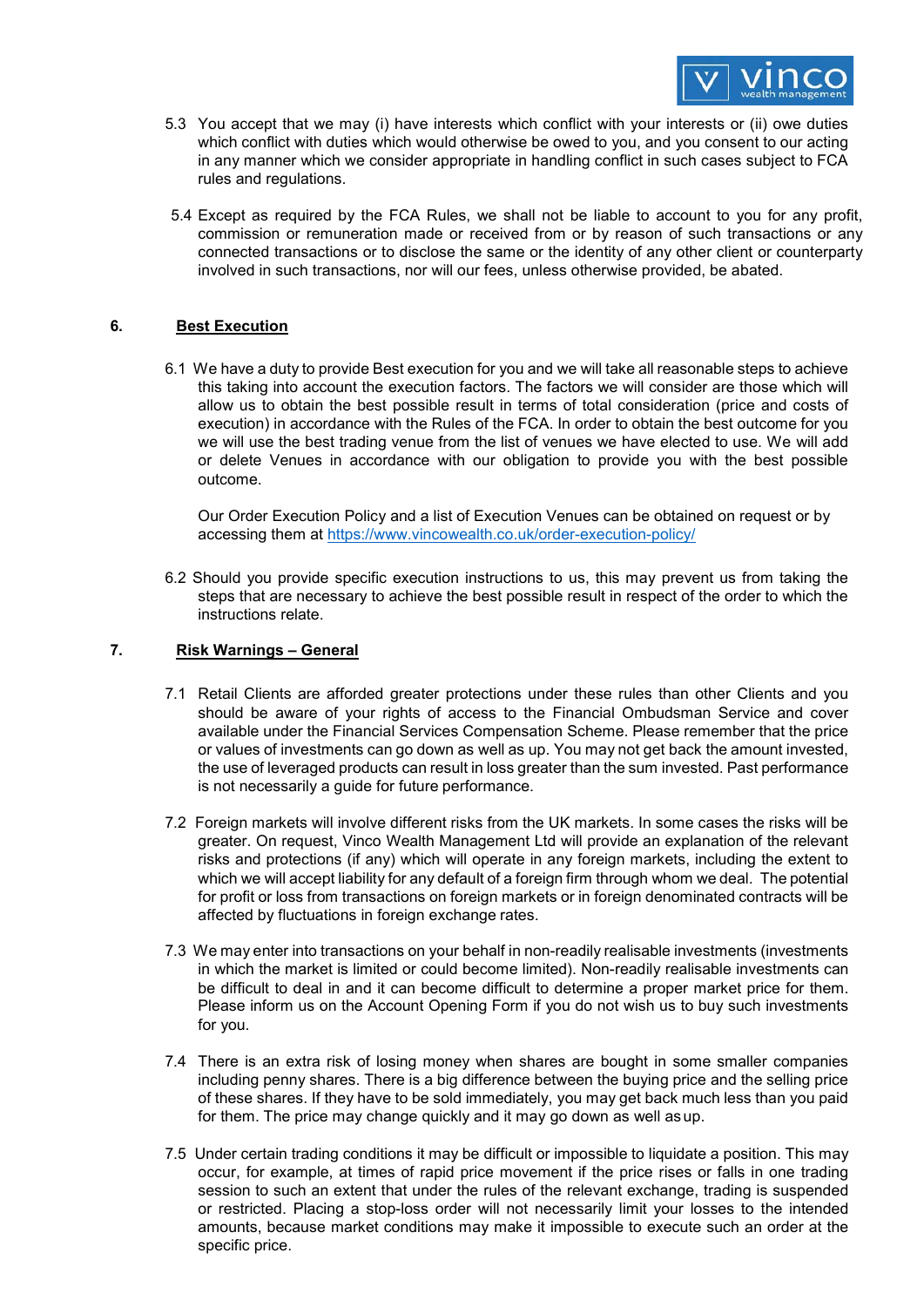5.3 You accept that we may (i) have interests which conflict with your interests or (ii) owe duties which conflict with duties which would otherwise be owed to you, and you consent to our acting in any manner which we consider appropriate in handling conflict in such cases subject to FCA rules and regulations.

5.4 Except as required by the FCA Rules, we shall not be liable to account to you for any profit, commission or remuneration made or received from or by reason of such transactions or any connected transactions or to disclose the same or the identity of any other client or counterparty involved in such transactions, nor will our fees, unless otherwise provided, be abated.

## 6. Best Execution

6.1 We have a duty to provide Best execution for you and we will take all reasonable steps to achieve this taking into account the execution factors. The factors we will consider are those which will allow us to obtain the best possible result in terms of total consideration (price and costs of execution) in accordance with the Rules of the FCA. In order to obtain the best outcome for you we will use the best trading venue from the list of venues we have elected to use. We will add or delete Venues in accordance with our obligation to provide you with the best possible outcome.

Our Order Execution Policy and a list of Execution Venues can be obtained on request or by accessing them at https://www.vincowealth.co.uk/order-execution-policy/

6.2 Should you provide specific execution instructions to us, this may prevent us from taking the steps that are necessary to achieve the best possible result in respect of the order to which the instructions relate.

## 7. Risk Warnings – General

7.1 Retail Clients are afforded greater protections under these rules than other Clients and you should be aware of your rights of access to the Financial Ombudsman Service and cover available under the Financial Services Compensation Scheme. Please remember that the price or values of investments can go down as well as up. You may not get back the amount invested, the use of leveraged products can result in loss greater than the sum invested. Past performance is not necessarily a guide for future performance.

7.2 Foreign markets will involve different risks from the UK markets. In some cases the risks will be greater. On request, Vinco Wealth Management Ltd will provide an explanation of the relevant risks and protections (if any) which will operate in any foreign markets, including the extent to which we will accept liability for any default of a foreign firm through whom we deal. The potential for profit or loss from transactions on foreign markets or in foreign denominated contracts will be affected by fluctuations in foreign exchange rates.

7.3 We may enter into transactions on your behalf in non-readily realisable investments (investments in which the market is limited or could become limited). Non-readily realisable investments can be difficult to deal in and it can become difficult to determine a proper market price for them. Please inform us on the Account Opening Form if you do not wish us to buy such investments for you.

7.4 There is an extra risk of losing money when shares are bought in some smaller companies including penny shares. There is a big difference between the buying price and the selling price of these shares. If they have to be sold immediately, you may get back much less than you paid for them. The price may change quickly and it may go down as well as up.

7.5 Under certain trading conditions it may be difficult or impossible to liquidate a position. This may occur, for example, at times of rapid price movement if the price rises or falls in one trading session to such an extent that under the rules of the relevant exchange, trading is suspended or restricted. Placing a stop-loss order will not necessarily limit your losses to the intended amounts, because market conditions may make it impossible to execute such an order at the specific price.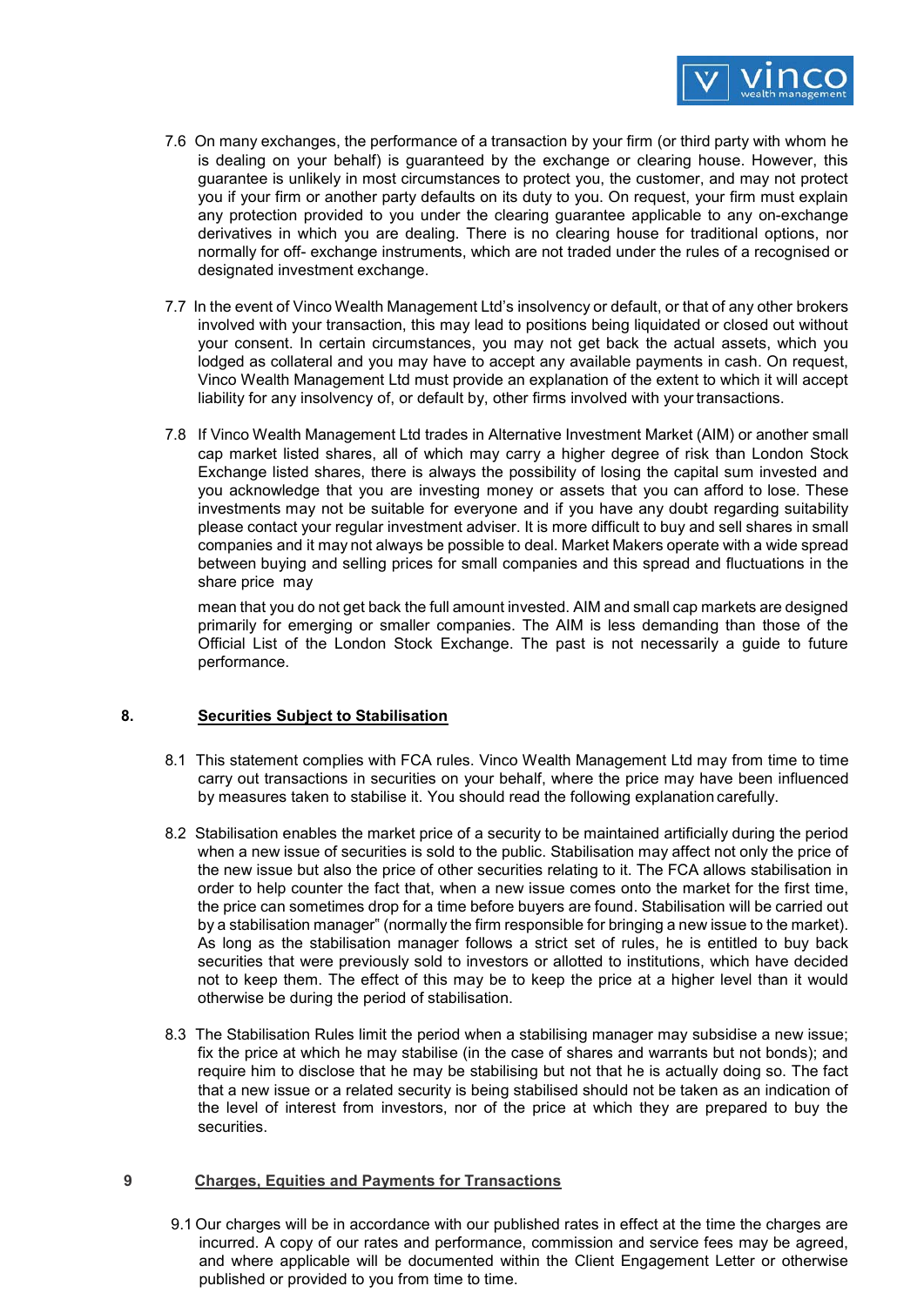7.6 On many exchanges, the performance of a transaction by your firm (or third party with whom he is dealing on your behalf) is guaranteed by the exchange or clearing house. However, this guarantee is unlikely in most circumstances to protect you, the customer, and may not protect you if your firm or another party defaults on its duty to you. On request, your firm must explain any protection provided to you under the clearing guarantee applicable to any on-exchange derivatives in which you are dealing. There is no clearing house for traditional options, nor normally for off- exchange instruments, which are not traded under the rules of a recognised or designated investment exchange.

7.7 In the event of Vinco Wealth Management Ltd's insolvency or default, or that of any other brokers involved with your transaction, this may lead to positions being liquidated or closed out without your consent. In certain circumstances, you may not get back the actual assets, which you lodged as collateral and you may have to accept any available payments in cash. On request, Vinco Wealth Management Ltd must provide an explanation of the extent to which it will accept liability for any insolvency of, or default by, other firms involved with your transactions.

7.8 If Vinco Wealth Management Ltd trades in Alternative Investment Market (AIM) or another small cap market listed shares, all of which may carry a higher degree of risk than London Stock Exchange listed shares, there is always the possibility of losing the capital sum invested and you acknowledge that you are investing money or assets that you can afford to lose. These investments may not be suitable for everyone and if you have any doubt regarding suitability please contact your regular investment adviser. It is more difficult to buy and sell shares in small companies and it may not always be possible to deal. Market Makers operate with a wide spread between buying and selling prices for small companies and this spread and fluctuations in the share price may

mean that you do not get back the full amount invested. AIM and small cap markets are designed primarily for emerging or smaller companies. The AIM is less demanding than those of the Official List of the London Stock Exchange. The past is not necessarily a guide to future performance.

## 8. Securities Subject to Stabilisation

8.1 This statement complies with FCA rules. Vinco Wealth Management Ltd may from time to time carry out transactions in securities on your behalf, where the price may have been influenced by measures taken to stabilise it. You should read the following explanation carefully.

8.2 Stabilisation enables the market price of a security to be maintained artificially during the period when a new issue of securities is sold to the public. Stabilisation may affect not only the price of the new issue but also the price of other securities relating to it. The FCA allows stabilisation in order to help counter the fact that, when a new issue comes onto the market for the first time, the price can sometimes drop for a time before buyers are found. Stabilisation will be carried out by a stabilisation manager" (normally the firm responsible for bringing a new issue to the market). As long as the stabilisation manager follows a strict set of rules, he is entitled to buy back securities that were previously sold to investors or allotted to institutions, which have decided not to keep them. The effect of this may be to keep the price at a higher level than it would otherwise be during the period of stabilisation.

8.3 The Stabilisation Rules limit the period when a stabilising manager may subsidise a new issue; fix the price at which he may stabilise (in the case of shares and warrants but not bonds); and require him to disclose that he may be stabilising but not that he is actually doing so. The fact that a new issue or a related security is being stabilised should not be taken as an indication of the level of interest from investors, nor of the price at which they are prepared to buy the securities.

## 9 Charges, Equities and Payments for Transactions

9.1 Our charges will be in accordance with our published rates in effect at the time the charges are incurred. A copy of our rates and performance, commission and service fees may be agreed, and where applicable will be documented within the Client Engagement Letter or otherwise published or provided to you from time to time.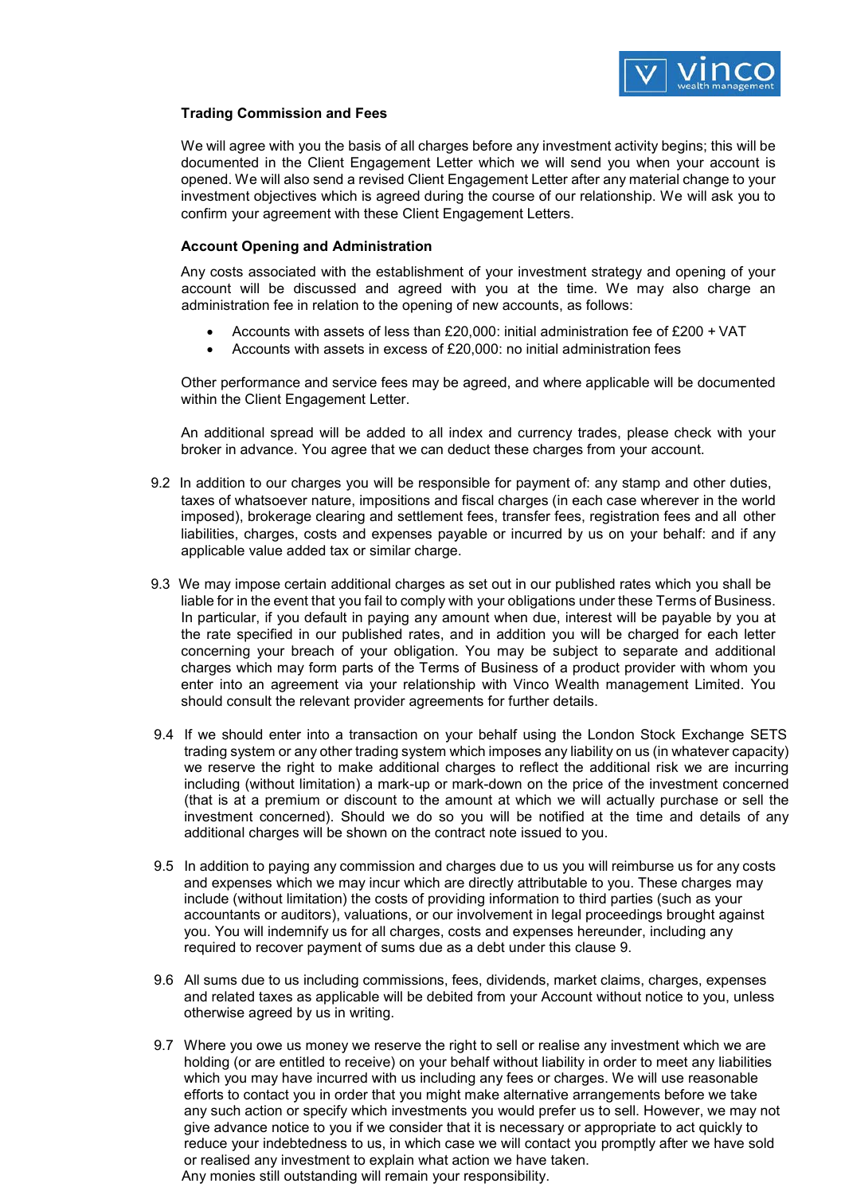**Trading Commission and Fees**

We will agree with you the basis of all charges before any investment activity begins; this will be documented in the Client Engagement Letter which we will send you when your account is opened. We will also send a revised Client Engagement Letter after any material change to your investment objectives which is agreed during the course of our relationship. We will ask you to confirm your agreement with these Client Engagement Letters.

**Account Opening and Administration**

Any costs associated with the establishment of your investment strategy and opening of your account will be discussed and agreed with you at the time. We may also charge an administration fee in relation to the opening of new accounts, as follows:

- Accounts with assets of less than £20,000: initial administration fee of £200 + VAT
- Accounts with assets in excess of £20,000: no initial administration fees

Other performance and service fees may be agreed, and where applicable will be documented within the Client Engagement Letter.

An additional spread will be added to all index and currency trades, please check with your broker in advance. You agree that we can deduct these charges from your account.

9.2 In addition to our charges you will be responsible for payment of: any stamp and other duties, taxes of whatsoever nature, impositions and fiscal charges (in each case wherever in the world imposed), brokerage clearing and settlement fees, transfer fees, registration fees and all other liabilities, charges, costs and expenses payable or incurred by us on your behalf: and if any applicable value added tax or similar charge.

9.3 We may impose certain additional charges as set out in our published rates which you shall be liable for in the event that you fail to comply with your obligations under these Terms of Business. In particular, if you default in paying any amount when due, interest will be payable by you at the rate specified in our published rates, and in addition you will be charged for each letter concerning your breach of your obligation. You may be subject to separate and additional charges which may form parts of the Terms of Business of a product provider with whom you enter into an agreement via your relationship with Vinco Wealth management Limited. You should consult the relevant provider agreements for further details.

9.4 If we should enter into a transaction on your behalf using the London Stock Exchange SETS trading system or any other trading system which imposes any liability on us (in whatever capacity) we reserve the right to make additional charges to reflect the additional risk we are incurring including (without limitation) a mark-up or mark-down on the price of the investment concerned (that is at a premium or discount to the amount at which we will actually purchase or sell the investment concerned). Should we do so you will be notified at the time and details of any additional charges will be shown on the contract note issued to you.

9.5 In addition to paying any commission and charges due to us you will reimburse us for any costs and expenses which we may incur which are directly attributable to you. These charges may include (without limitation) the costs of providing information to third parties (such as your accountants or auditors), valuations, or our involvement in legal proceedings brought against you. You will indemnify us for all charges, costs and expenses hereunder, including any required to recover payment of sums due as a debt under this clause 9.

9.6 All sums due to us including commissions, fees, dividends, market claims, charges, expenses and related taxes as applicable will be debited from your Account without notice to you, unless otherwise agreed by us in writing.

9.7 Where you owe us money we reserve the right to sell or realise any investment which we are holding (or are entitled to receive) on your behalf without liability in order to meet any liabilities which you may have incurred with us including any fees or charges. We will use reasonable efforts to contact you in order that you might make alternative arrangements before we take any such action or specify which investments you would prefer us to sell. However, we may not give advance notice to you if we consider that it is necessary or appropriate to act quickly to reduce your indebtedness to us, in which case we will contact you promptly after we have sold or realised any investment to explain what action we have taken.
Any monies still outstanding will remain your responsibility.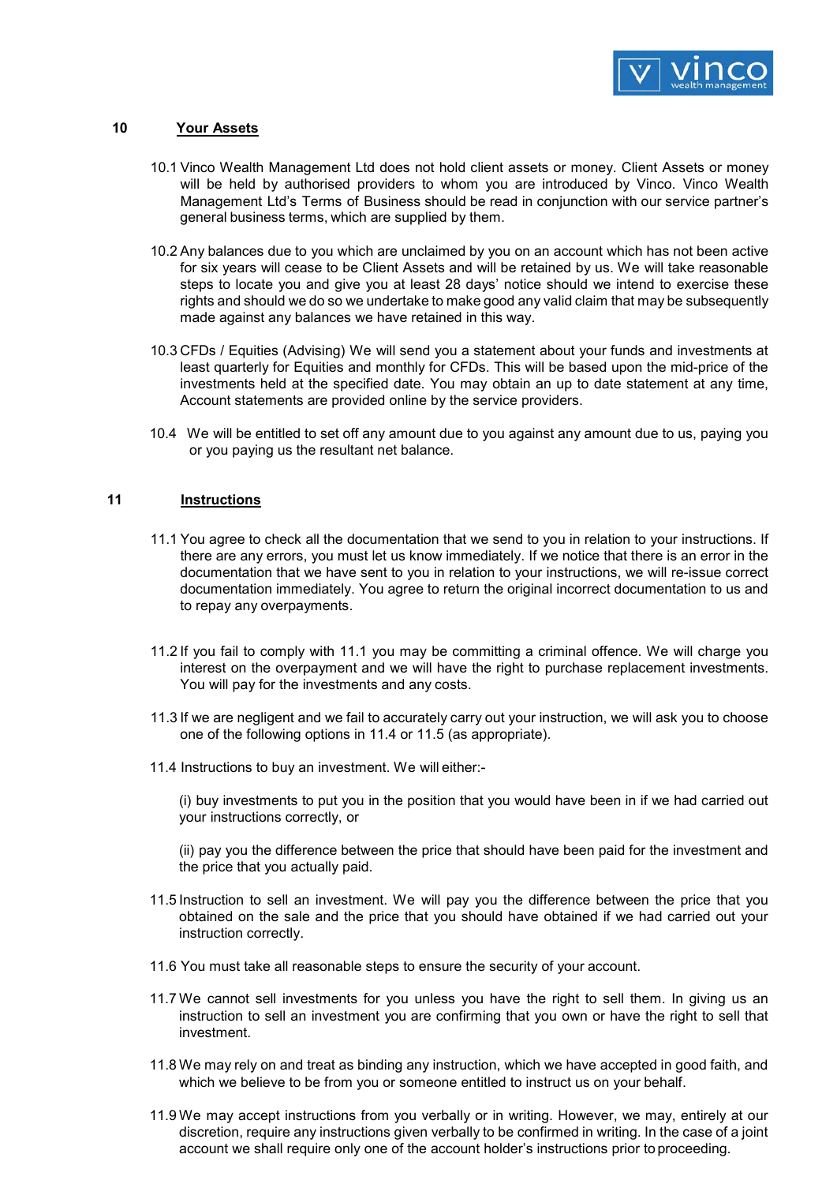## 10 Your Assets

10.1 Vinco Wealth Management Ltd does not hold client assets or money. Client Assets or money will be held by authorised providers to whom you are introduced by Vinco. Vinco Wealth Management Ltd's Terms of Business should be read in conjunction with our service partner's general business terms, which are supplied by them.

10.2 Any balances due to you which are unclaimed by you on an account which has not been active for six years will cease to be Client Assets and will be retained by us. We will take reasonable steps to locate you and give you at least 28 days' notice should we intend to exercise these rights and should we do so we undertake to make good any valid claim that may be subsequently made against any balances we have retained in this way.

10.3 CFDs / Equities (Advising) We will send you a statement about your funds and investments at least quarterly for Equities and monthly for CFDs. This will be based upon the mid-price of the investments held at the specified date. You may obtain an up to date statement at any time, Account statements are provided online by the service providers.

10.4 We will be entitled to set off any amount due to you against any amount due to us, paying you or you paying us the resultant net balance.

## 11 Instructions

11.1 You agree to check all the documentation that we send to you in relation to your instructions. If there are any errors, you must let us know immediately. If we notice that there is an error in the documentation that we have sent to you in relation to your instructions, we will re-issue correct documentation immediately. You agree to return the original incorrect documentation to us and to repay any overpayments.

11.2 If you fail to comply with 11.1 you may be committing a criminal offence. We will charge you interest on the overpayment and we will have the right to purchase replacement investments. You will pay for the investments and any costs.

11.3 If we are negligent and we fail to accurately carry out your instruction, we will ask you to choose one of the following options in 11.4 or 11.5 (as appropriate).

11.4 Instructions to buy an investment. We will either:-

(i) buy investments to put you in the position that you would have been in if we had carried out your instructions correctly, or

(ii) pay you the difference between the price that should have been paid for the investment and the price that you actually paid.

11.5 Instruction to sell an investment. We will pay you the difference between the price that you obtained on the sale and the price that you should have obtained if we had carried out your instruction correctly.

11.6 You must take all reasonable steps to ensure the security of your account.

11.7 We cannot sell investments for you unless you have the right to sell them. In giving us an instruction to sell an investment you are confirming that you own or have the right to sell that investment.

11.8 We may rely on and treat as binding any instruction, which we have accepted in good faith, and which we believe to be from you or someone entitled to instruct us on your behalf.

11.9 We may accept instructions from you verbally or in writing. However, we may, entirely at our discretion, require any instructions given verbally to be confirmed in writing. In the case of a joint account we shall require only one of the account holder's instructions prior to proceeding.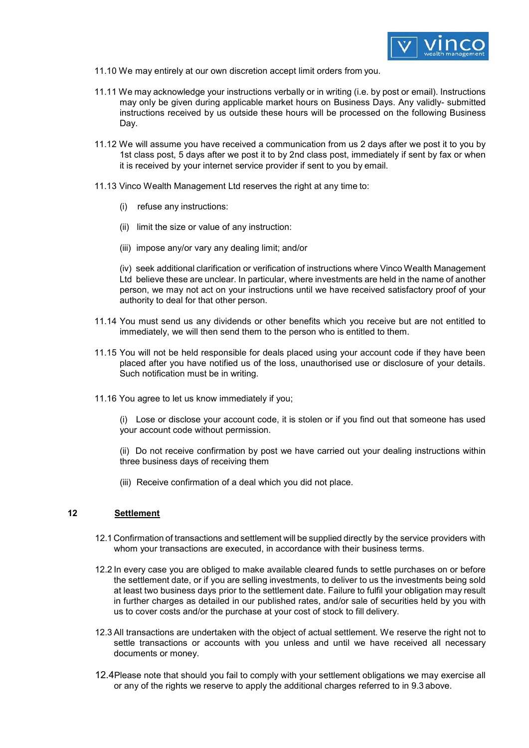11.10 We may entirely at our own discretion accept limit orders from you.

11.11 We may acknowledge your instructions verbally or in writing (i.e. by post or email). Instructions may only be given during applicable market hours on Business Days. Any validly- submitted instructions received by us outside these hours will be processed on the following Business Day.

11.12 We will assume you have received a communication from us 2 days after we post it to you by 1st class post, 5 days after we post it to by 2nd class post, immediately if sent by fax or when it is received by your internet service provider if sent to you by email.

11.13 Vinco Wealth Management Ltd reserves the right at any time to:

(i) refuse any instructions:

(ii) limit the size or value of any instruction:

(iii) impose any/or vary any dealing limit; and/or

(iv) seek additional clarification or verification of instructions where Vinco Wealth Management Ltd believe these are unclear. In particular, where investments are held in the name of another person, we may not act on your instructions until we have received satisfactory proof of your authority to deal for that other person.

11.14 You must send us any dividends or other benefits which you receive but are not entitled to immediately, we will then send them to the person who is entitled to them.

11.15 You will not be held responsible for deals placed using your account code if they have been placed after you have notified us of the loss, unauthorised use or disclosure of your details. Such notification must be in writing.

11.16 You agree to let us know immediately if you;

(i) Lose or disclose your account code, it is stolen or if you find out that someone has used your account code without permission.

(ii) Do not receive confirmation by post we have carried out your dealing instructions within three business days of receiving them

(iii) Receive confirmation of a deal which you did not place.

## 12 Settlement

12.1 Confirmation of transactions and settlement will be supplied directly by the service providers with whom your transactions are executed, in accordance with their business terms.

12.2 In every case you are obliged to make available cleared funds to settle purchases on or before the settlement date, or if you are selling investments, to deliver to us the investments being sold at least two business days prior to the settlement date. Failure to fulfil your obligation may result in further charges as detailed in our published rates, and/or sale of securities held by you with us to cover costs and/or the purchase at your cost of stock to fill delivery.

12.3 All transactions are undertaken with the object of actual settlement. We reserve the right not to settle transactions or accounts with you unless and until we have received all necessary documents or money.

12.4 Please note that should you fail to comply with your settlement obligations we may exercise all or any of the rights we reserve to apply the additional charges referred to in 9.3 above.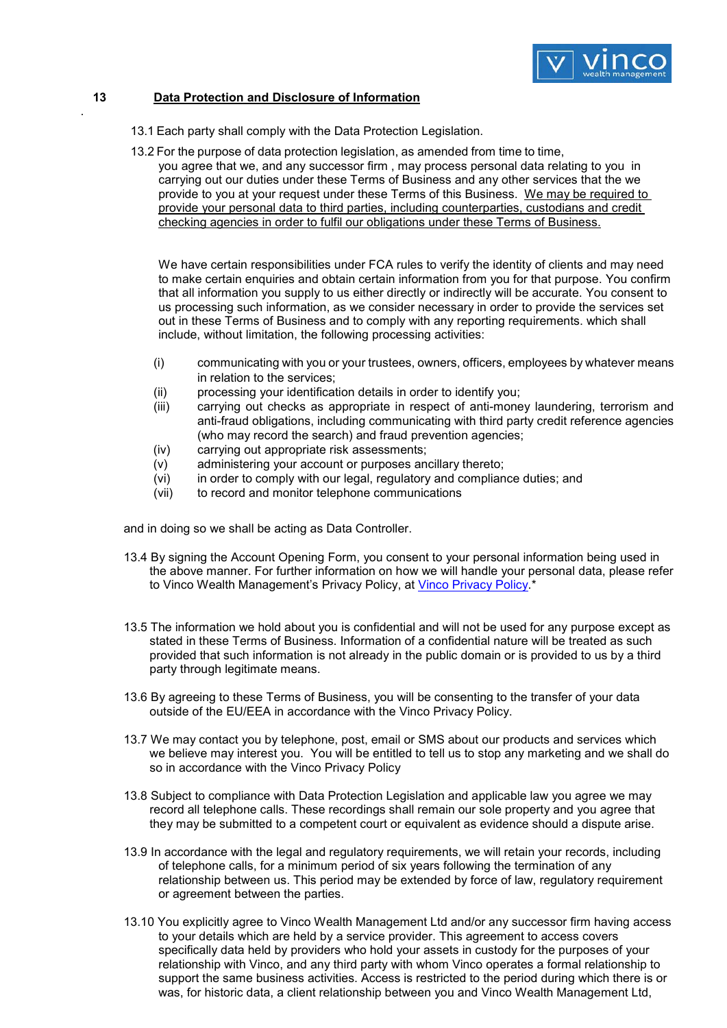## 13 Data Protection and Disclosure of Information

13.1 Each party shall comply with the Data Protection Legislation.

13.2 For the purpose of data protection legislation, as amended from time to time, you agree that we, and any successor firm , may process personal data relating to you in carrying out our duties under these Terms of Business and any other services that the we provide to you at your request under these Terms of this Business. <u>We may be required to provide your personal data to third parties, including counterparties, custodians and credit checking agencies in order to fulfil our obligations under these Terms of Business.</u>

We have certain responsibilities under FCA rules to verify the identity of clients and may need to make certain enquiries and obtain certain information from you for that purpose. You confirm that all information you supply to us either directly or indirectly will be accurate. You consent to us processing such information, as we consider necessary in order to provide the services set out in these Terms of Business and to comply with any reporting requirements. which shall include, without limitation, the following processing activities:

- (i) communicating with you or your trustees, owners, officers, employees by whatever means in relation to the services;
- (ii) processing your identification details in order to identify you;
- (iii) carrying out checks as appropriate in respect of anti-money laundering, terrorism and anti-fraud obligations, including communicating with third party credit reference agencies (who may record the search) and fraud prevention agencies;
- (iv) carrying out appropriate risk assessments;
- (v) administering your account or purposes ancillary thereto;
- (vi) in order to comply with our legal, regulatory and compliance duties; and
- (vii) to record and monitor telephone communications

and in doing so we shall be acting as Data Controller.

13.4 By signing the Account Opening Form, you consent to your personal information being used in the above manner. For further information on how we will handle your personal data, please refer to Vinco Wealth Management's Privacy Policy, at Vinco Privacy Policy.*

13.5 The information we hold about you is confidential and will not be used for any purpose except as stated in these Terms of Business. Information of a confidential nature will be treated as such provided that such information is not already in the public domain or is provided to us by a third party through legitimate means.

13.6 By agreeing to these Terms of Business, you will be consenting to the transfer of your data outside of the EU/EEA in accordance with the Vinco Privacy Policy.

13.7 We may contact you by telephone, post, email or SMS about our products and services which we believe may interest you. You will be entitled to tell us to stop any marketing and we shall do so in accordance with the Vinco Privacy Policy

13.8 Subject to compliance with Data Protection Legislation and applicable law you agree we may record all telephone calls. These recordings shall remain our sole property and you agree that they may be submitted to a competent court or equivalent as evidence should a dispute arise.

13.9 In accordance with the legal and regulatory requirements, we will retain your records, including of telephone calls, for a minimum period of six years following the termination of any relationship between us. This period may be extended by force of law, regulatory requirement or agreement between the parties.

13.10 You explicitly agree to Vinco Wealth Management Ltd and/or any successor firm having access to your details which are held by a service provider. This agreement to access covers specifically data held by providers who hold your assets in custody for the purposes of your relationship with Vinco, and any third party with whom Vinco operates a formal relationship to support the same business activities. Access is restricted to the period during which there is or was, for historic data, a client relationship between you and Vinco Wealth Management Ltd,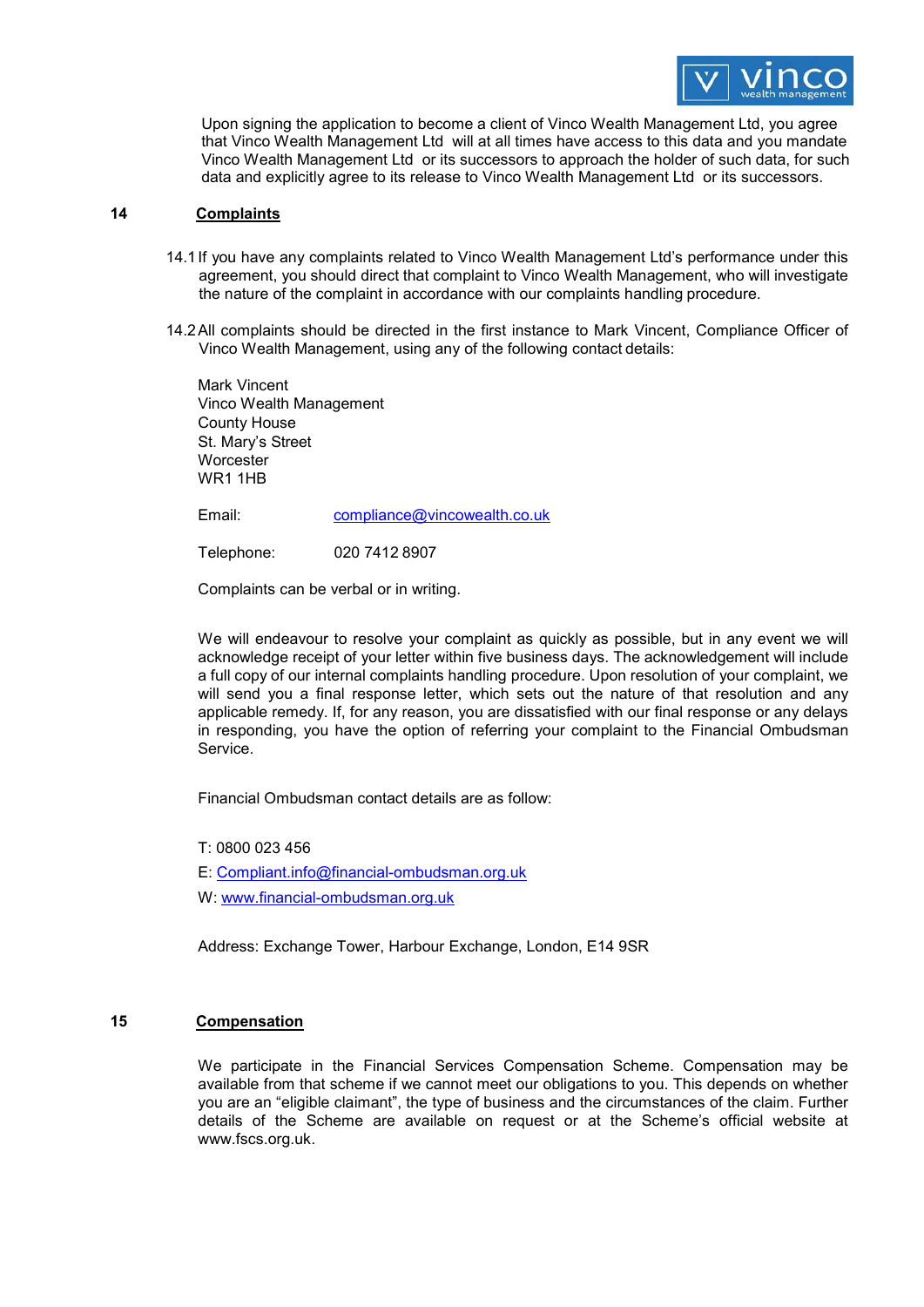Upon signing the application to become a client of Vinco Wealth Management Ltd, you agree that Vinco Wealth Management Ltd will at all times have access to this data and you mandate Vinco Wealth Management Ltd or its successors to approach the holder of such data, for such data and explicitly agree to its release to Vinco Wealth Management Ltd or its successors.

## 14 Complaints

14.1 If you have any complaints related to Vinco Wealth Management Ltd's performance under this agreement, you should direct that complaint to Vinco Wealth Management, who will investigate the nature of the complaint in accordance with our complaints handling procedure.

14.2 All complaints should be directed in the first instance to Mark Vincent, Compliance Officer of Vinco Wealth Management, using any of the following contact details:

Mark Vincent
Vinco Wealth Management
County House
St. Mary's Street
Worcester
WR1 1HB

Email: compliance@vincowealth.co.uk

Telephone: 020 7412 8907

Complaints can be verbal or in writing.

We will endeavour to resolve your complaint as quickly as possible, but in any event we will acknowledge receipt of your letter within five business days. The acknowledgement will include a full copy of our internal complaints handling procedure. Upon resolution of your complaint, we will send you a final response letter, which sets out the nature of that resolution and any applicable remedy. If, for any reason, you are dissatisfied with our final response or any delays in responding, you have the option of referring your complaint to the Financial Ombudsman Service.

Financial Ombudsman contact details are as follow:

T: 0800 023 456
E: Compliant.info@financial-ombudsman.org.uk
W: www.financial-ombudsman.org.uk

Address: Exchange Tower, Harbour Exchange, London, E14 9SR

## 15 Compensation

We participate in the Financial Services Compensation Scheme. Compensation may be available from that scheme if we cannot meet our obligations to you. This depends on whether you are an "eligible claimant", the type of business and the circumstances of the claim. Further details of the Scheme are available on request or at the Scheme's official website at www.fscs.org.uk.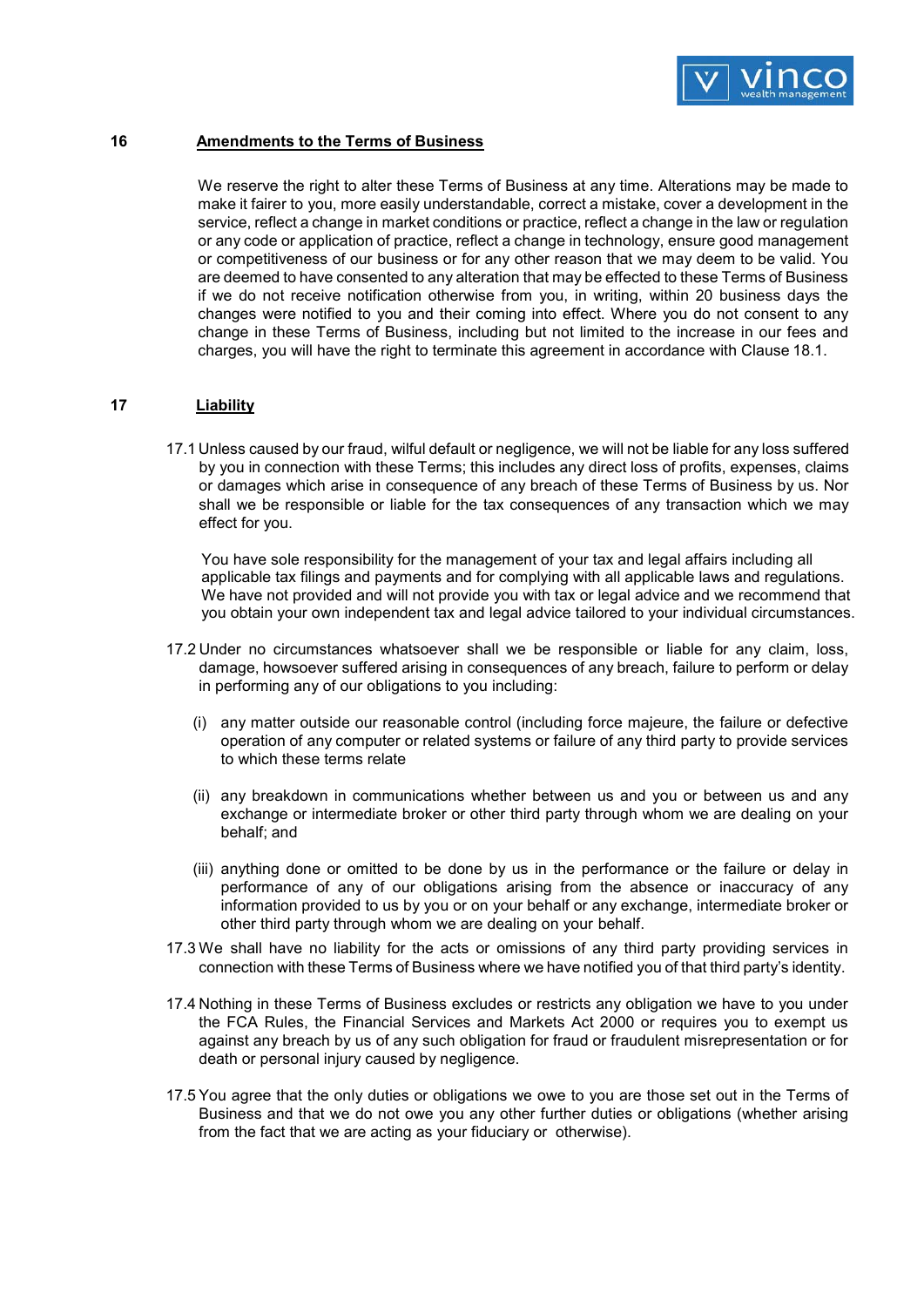## 16 Amendments to the Terms of Business

We reserve the right to alter these Terms of Business at any time. Alterations may be made to make it fairer to you, more easily understandable, correct a mistake, cover a development in the service, reflect a change in market conditions or practice, reflect a change in the law or regulation or any code or application of practice, reflect a change in technology, ensure good management or competitiveness of our business or for any other reason that we may deem to be valid. You are deemed to have consented to any alteration that may be effected to these Terms of Business if we do not receive notification otherwise from you, in writing, within 20 business days the changes were notified to you and their coming into effect. Where you do not consent to any change in these Terms of Business, including but not limited to the increase in our fees and charges, you will have the right to terminate this agreement in accordance with Clause 18.1.

## 17 Liability

17.1 Unless caused by our fraud, wilful default or negligence, we will not be liable for any loss suffered by you in connection with these Terms; this includes any direct loss of profits, expenses, claims or damages which arise in consequence of any breach of these Terms of Business by us. Nor shall we be responsible or liable for the tax consequences of any transaction which we may effect for you.

You have sole responsibility for the management of your tax and legal affairs including all applicable tax filings and payments and for complying with all applicable laws and regulations. We have not provided and will not provide you with tax or legal advice and we recommend that you obtain your own independent tax and legal advice tailored to your individual circumstances.

17.2 Under no circumstances whatsoever shall we be responsible or liable for any claim, loss, damage, howsoever suffered arising in consequences of any breach, failure to perform or delay in performing any of our obligations to you including:

(i) any matter outside our reasonable control (including force majeure, the failure or defective operation of any computer or related systems or failure of any third party to provide services to which these terms relate

(ii) any breakdown in communications whether between us and you or between us and any exchange or intermediate broker or other third party through whom we are dealing on your behalf; and

(iii) anything done or omitted to be done by us in the performance or the failure or delay in performance of any of our obligations arising from the absence or inaccuracy of any information provided to us by you or on your behalf or any exchange, intermediate broker or other third party through whom we are dealing on your behalf.

17.3 We shall have no liability for the acts or omissions of any third party providing services in connection with these Terms of Business where we have notified you of that third party's identity.

17.4 Nothing in these Terms of Business excludes or restricts any obligation we have to you under the FCA Rules, the Financial Services and Markets Act 2000 or requires you to exempt us against any breach by us of any such obligation for fraud or fraudulent misrepresentation or for death or personal injury caused by negligence.

17.5 You agree that the only duties or obligations we owe to you are those set out in the Terms of Business and that we do not owe you any other further duties or obligations (whether arising from the fact that we are acting as your fiduciary or otherwise).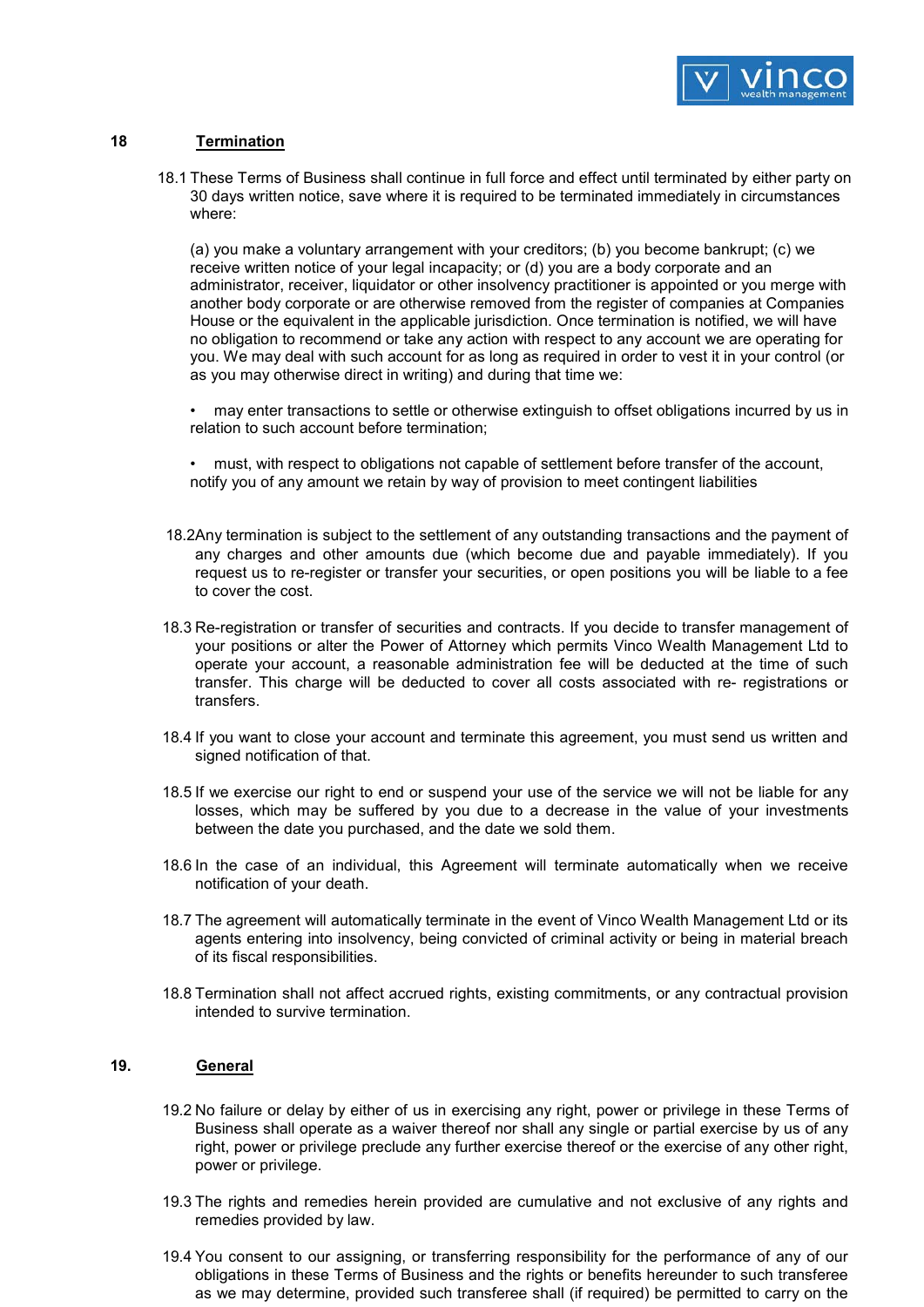## 18 Termination

18.1 These Terms of Business shall continue in full force and effect until terminated by either party on 30 days written notice, save where it is required to be terminated immediately in circumstances where:

(a) you make a voluntary arrangement with your creditors; (b) you become bankrupt; (c) we receive written notice of your legal incapacity; or (d) you are a body corporate and an administrator, receiver, liquidator or other insolvency practitioner is appointed or you merge with another body corporate or are otherwise removed from the register of companies at Companies House or the equivalent in the applicable jurisdiction. Once termination is notified, we will have no obligation to recommend or take any action with respect to any account we are operating for you. We may deal with such account for as long as required in order to vest it in your control (or as you may otherwise direct in writing) and during that time we:

- may enter transactions to settle or otherwise extinguish to offset obligations incurred by us in relation to such account before termination;
- must, with respect to obligations not capable of settlement before transfer of the account, notify you of any amount we retain by way of provision to meet contingent liabilities

18.2 Any termination is subject to the settlement of any outstanding transactions and the payment of any charges and other amounts due (which become due and payable immediately). If you request us to re-register or transfer your securities, or open positions you will be liable to a fee to cover the cost.

18.3 Re-registration or transfer of securities and contracts. If you decide to transfer management of your positions or alter the Power of Attorney which permits Vinco Wealth Management Ltd to operate your account, a reasonable administration fee will be deducted at the time of such transfer. This charge will be deducted to cover all costs associated with re- registrations or transfers.

18.4 If you want to close your account and terminate this agreement, you must send us written and signed notification of that.

18.5 If we exercise our right to end or suspend your use of the service we will not be liable for any losses, which may be suffered by you due to a decrease in the value of your investments between the date you purchased, and the date we sold them.

18.6 In the case of an individual, this Agreement will terminate automatically when we receive notification of your death.

18.7 The agreement will automatically terminate in the event of Vinco Wealth Management Ltd or its agents entering into insolvency, being convicted of criminal activity or being in material breach of its fiscal responsibilities.

18.8 Termination shall not affect accrued rights, existing commitments, or any contractual provision intended to survive termination.

## 19. General

19.2 No failure or delay by either of us in exercising any right, power or privilege in these Terms of Business shall operate as a waiver thereof nor shall any single or partial exercise by us of any right, power or privilege preclude any further exercise thereof or the exercise of any other right, power or privilege.

19.3 The rights and remedies herein provided are cumulative and not exclusive of any rights and remedies provided by law.

19.4 You consent to our assigning, or transferring responsibility for the performance of any of our obligations in these Terms of Business and the rights or benefits hereunder to such transferee as we may determine, provided such transferee shall (if required) be permitted to carry on the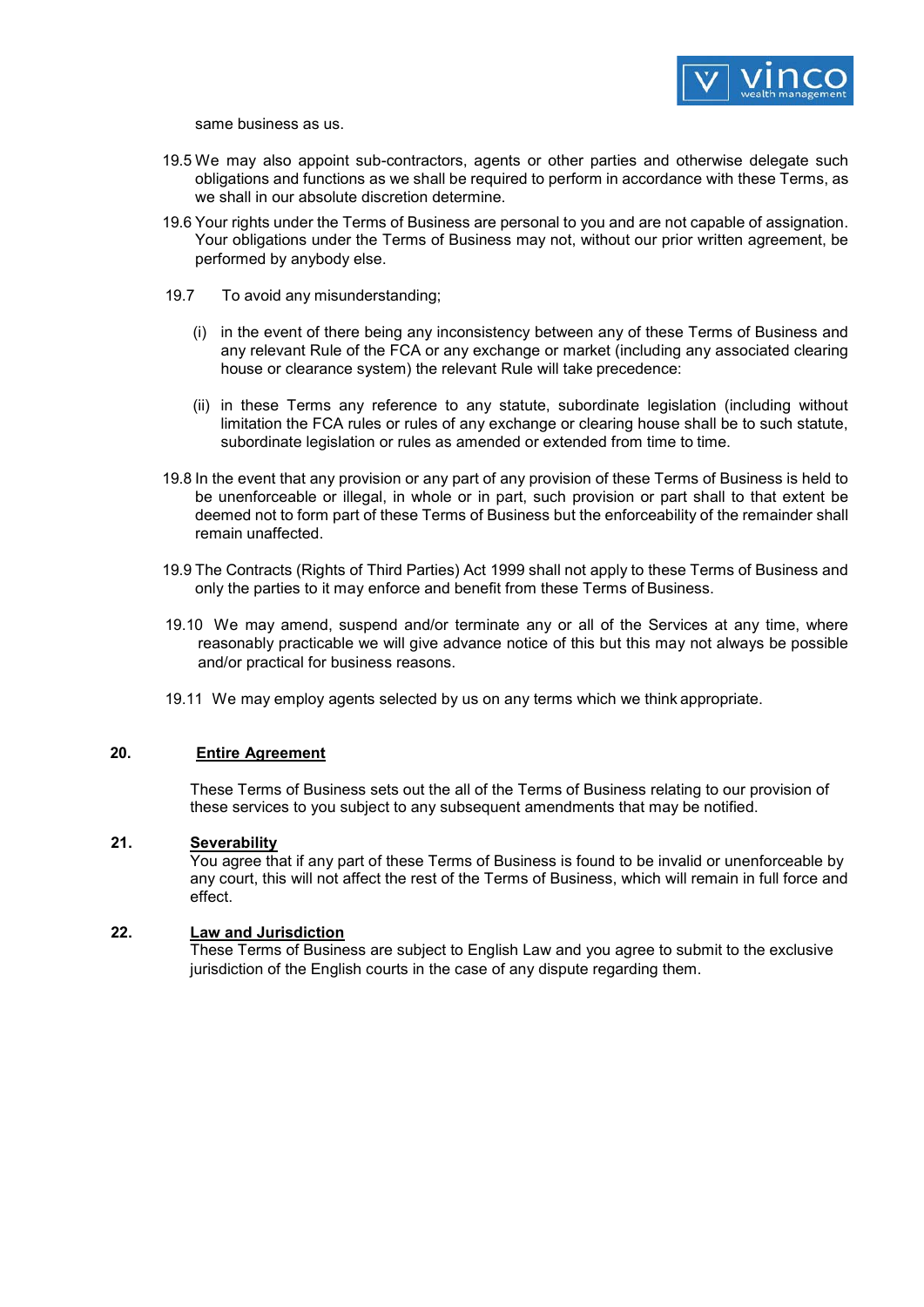same business as us.

19.5 We may also appoint sub-contractors, agents or other parties and otherwise delegate such obligations and functions as we shall be required to perform in accordance with these Terms, as we shall in our absolute discretion determine.

19.6 Your rights under the Terms of Business are personal to you and are not capable of assignation. Your obligations under the Terms of Business may not, without our prior written agreement, be performed by anybody else.

19.7 To avoid any misunderstanding;

(i) in the event of there being any inconsistency between any of these Terms of Business and any relevant Rule of the FCA or any exchange or market (including any associated clearing house or clearance system) the relevant Rule will take precedence:

(ii) in these Terms any reference to any statute, subordinate legislation (including without limitation the FCA rules or rules of any exchange or clearing house shall be to such statute, subordinate legislation or rules as amended or extended from time to time.

19.8 In the event that any provision or any part of any provision of these Terms of Business is held to be unenforceable or illegal, in whole or in part, such provision or part shall to that extent be deemed not to form part of these Terms of Business but the enforceability of the remainder shall remain unaffected.

19.9 The Contracts (Rights of Third Parties) Act 1999 shall not apply to these Terms of Business and only the parties to it may enforce and benefit from these Terms of Business.

19.10 We may amend, suspend and/or terminate any or all of the Services at any time, where reasonably practicable we will give advance notice of this but this may not always be possible and/or practical for business reasons.

19.11 We may employ agents selected by us on any terms which we think appropriate.

## 20. Entire Agreement

These Terms of Business sets out the all of the Terms of Business relating to our provision of these services to you subject to any subsequent amendments that may be notified.

## 21. Severability

You agree that if any part of these Terms of Business is found to be invalid or unenforceable by any court, this will not affect the rest of the Terms of Business, which will remain in full force and effect.

## 22. Law and Jurisdiction

These Terms of Business are subject to English Law and you agree to submit to the exclusive jurisdiction of the English courts in the case of any dispute regarding them.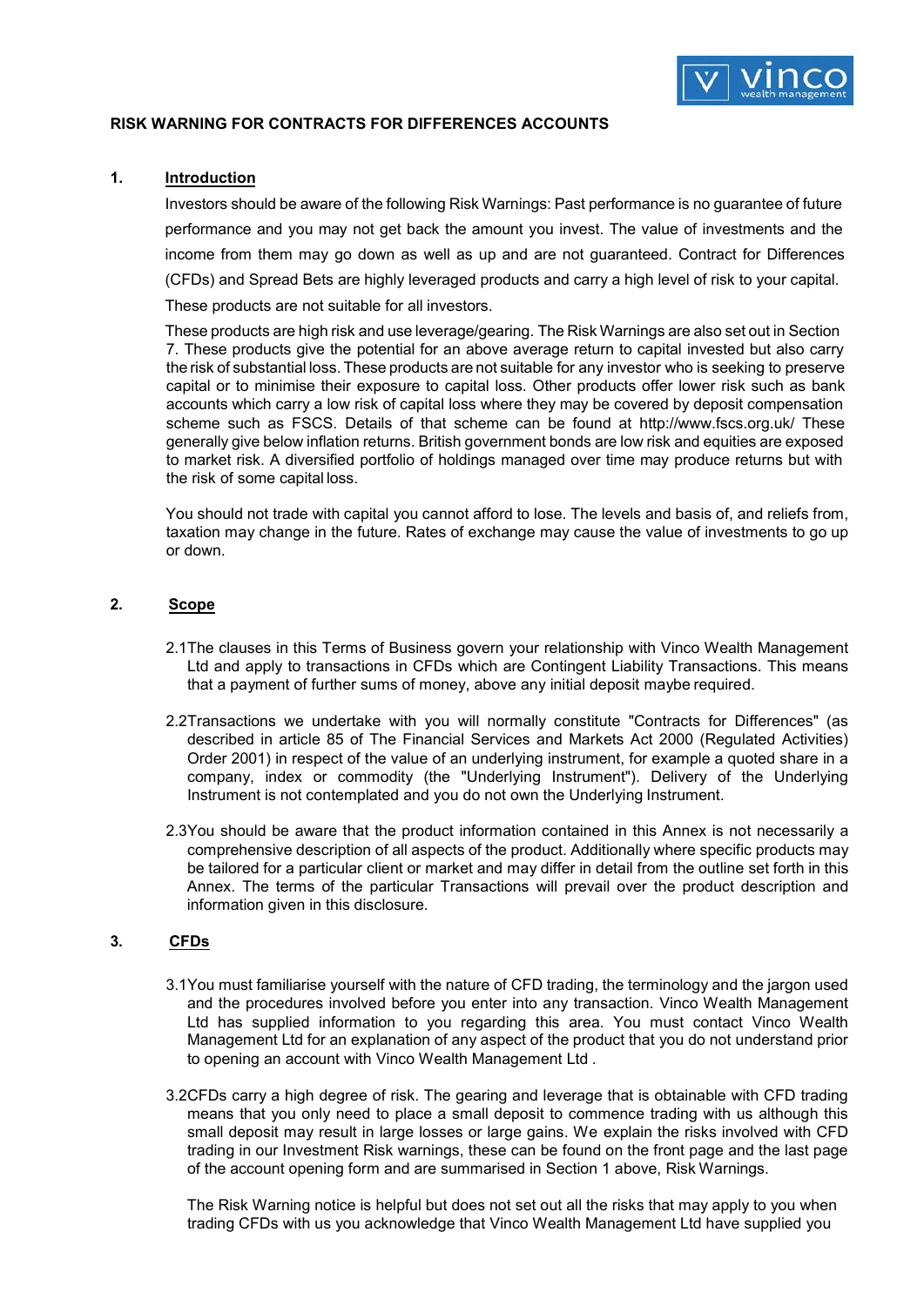**RISK WARNING FOR CONTRACTS FOR DIFFERENCES ACCOUNTS**

## 1. Introduction

Investors should be aware of the following Risk Warnings: Past performance is no guarantee of future performance and you may not get back the amount you invest. The value of investments and the income from them may go down as well as up and are not guaranteed. Contract for Differences (CFDs) and Spread Bets are highly leveraged products and carry a high level of risk to your capital. These products are not suitable for all investors.

These products are high risk and use leverage/gearing. The Risk Warnings are also set out in Section 7. These products give the potential for an above average return to capital invested but also carry the risk of substantial loss. These products are not suitable for any investor who is seeking to preserve capital or to minimise their exposure to capital loss. Other products offer lower risk such as bank accounts which carry a low risk of capital loss where they may be covered by deposit compensation scheme such as FSCS. Details of that scheme can be found at http://www.fscs.org.uk/ These generally give below inflation returns. British government bonds are low risk and equities are exposed to market risk. A diversified portfolio of holdings managed over time may produce returns but with the risk of some capital loss.

You should not trade with capital you cannot afford to lose. The levels and basis of, and reliefs from, taxation may change in the future. Rates of exchange may cause the value of investments to go up or down.

## 2. Scope

2.1 The clauses in this Terms of Business govern your relationship with Vinco Wealth Management Ltd and apply to transactions in CFDs which are Contingent Liability Transactions. This means that a payment of further sums of money, above any initial deposit maybe required.

2.2 Transactions we undertake with you will normally constitute "Contracts for Differences" (as described in article 85 of The Financial Services and Markets Act 2000 (Regulated Activities) Order 2001) in respect of the value of an underlying instrument, for example a quoted share in a company, index or commodity (the "Underlying Instrument"). Delivery of the Underlying Instrument is not contemplated and you do not own the Underlying Instrument.

2.3 You should be aware that the product information contained in this Annex is not necessarily a comprehensive description of all aspects of the product. Additionally where specific products may be tailored for a particular client or market and may differ in detail from the outline set forth in this Annex. The terms of the particular Transactions will prevail over the product description and information given in this disclosure.

## 3. CFDs

3.1 You must familiarise yourself with the nature of CFD trading, the terminology and the jargon used and the procedures involved before you enter into any transaction. Vinco Wealth Management Ltd has supplied information to you regarding this area. You must contact Vinco Wealth Management Ltd for an explanation of any aspect of the product that you do not understand prior to opening an account with Vinco Wealth Management Ltd .

3.2 CFDs carry a high degree of risk. The gearing and leverage that is obtainable with CFD trading means that you only need to place a small deposit to commence trading with us although this small deposit may result in large losses or large gains. We explain the risks involved with CFD trading in our Investment Risk warnings, these can be found on the front page and the last page of the account opening form and are summarised in Section 1 above, Risk Warnings.

The Risk Warning notice is helpful but does not set out all the risks that may apply to you when trading CFDs with us you acknowledge that Vinco Wealth Management Ltd have supplied you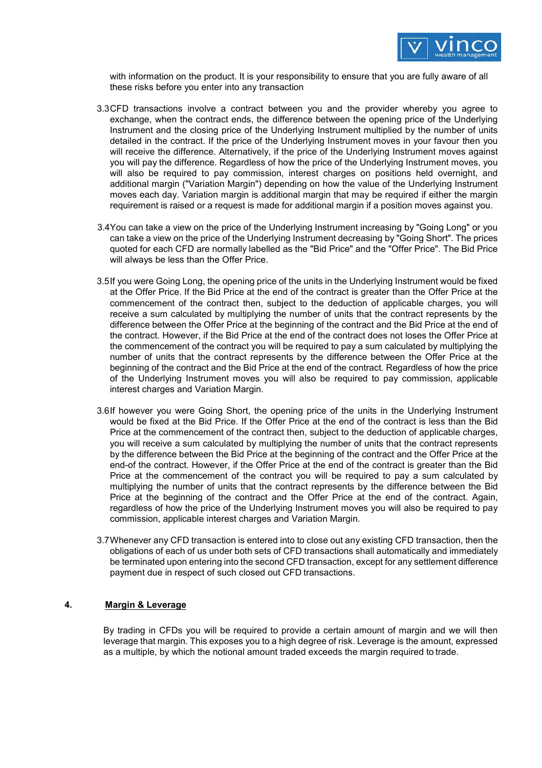with information on the product. It is your responsibility to ensure that you are fully aware of all these risks before you enter into any transaction

3.3 CFD transactions involve a contract between you and the provider whereby you agree to exchange, when the contract ends, the difference between the opening price of the Underlying Instrument and the closing price of the Underlying Instrument multiplied by the number of units detailed in the contract. If the price of the Underlying Instrument moves in your favour then you will receive the difference. Alternatively, if the price of the Underlying Instrument moves against you will pay the difference. Regardless of how the price of the Underlying Instrument moves, you will also be required to pay commission, interest charges on positions held overnight, and additional margin ("Variation Margin") depending on how the value of the Underlying Instrument moves each day. Variation margin is additional margin that may be required if either the margin requirement is raised or a request is made for additional margin if a position moves against you.

3.4 You can take a view on the price of the Underlying Instrument increasing by "Going Long" or you can take a view on the price of the Underlying Instrument decreasing by "Going Short". The prices quoted for each CFD are normally labelled as the "Bid Price" and the "Offer Price". The Bid Price will always be less than the Offer Price.

3.5 If you were Going Long, the opening price of the units in the Underlying Instrument would be fixed at the Offer Price. If the Bid Price at the end of the contract is greater than the Offer Price at the commencement of the contract then, subject to the deduction of applicable charges, you will receive a sum calculated by multiplying the number of units that the contract represents by the difference between the Offer Price at the beginning of the contract and the Bid Price at the end of the contract. However, if the Bid Price at the end of the contract does not loses the Offer Price at the commencement of the contract you will be required to pay a sum calculated by multiplying the number of units that the contract represents by the difference between the Offer Price at the beginning of the contract and the Bid Price at the end of the contract. Regardless of how the price of the Underlying Instrument moves you will also be required to pay commission, applicable interest charges and Variation Margin.

3.6 If however you were Going Short, the opening price of the units in the Underlying Instrument would be fixed at the Bid Price. If the Offer Price at the end of the contract is less than the Bid Price at the commencement of the contract then, subject to the deduction of applicable charges, you will receive a sum calculated by multiplying the number of units that the contract represents by the difference between the Bid Price at the beginning of the contract and the Offer Price at the end-of the contract. However, if the Offer Price at the end of the contract is greater than the Bid Price at the commencement of the contract you will be required to pay a sum calculated by multiplying the number of units that the contract represents by the difference between the Bid Price at the beginning of the contract and the Offer Price at the end of the contract. Again, regardless of how the price of the Underlying Instrument moves you will also be required to pay commission, applicable interest charges and Variation Margin.

3.7 Whenever any CFD transaction is entered into to close out any existing CFD transaction, then the obligations of each of us under both sets of CFD transactions shall automatically and immediately be terminated upon entering into the second CFD transaction, except for any settlement difference payment due in respect of such closed out CFD transactions.

## 4. Margin & Leverage

By trading in CFDs you will be required to provide a certain amount of margin and we will then leverage that margin. This exposes you to a high degree of risk. Leverage is the amount, expressed as a multiple, by which the notional amount traded exceeds the margin required to trade.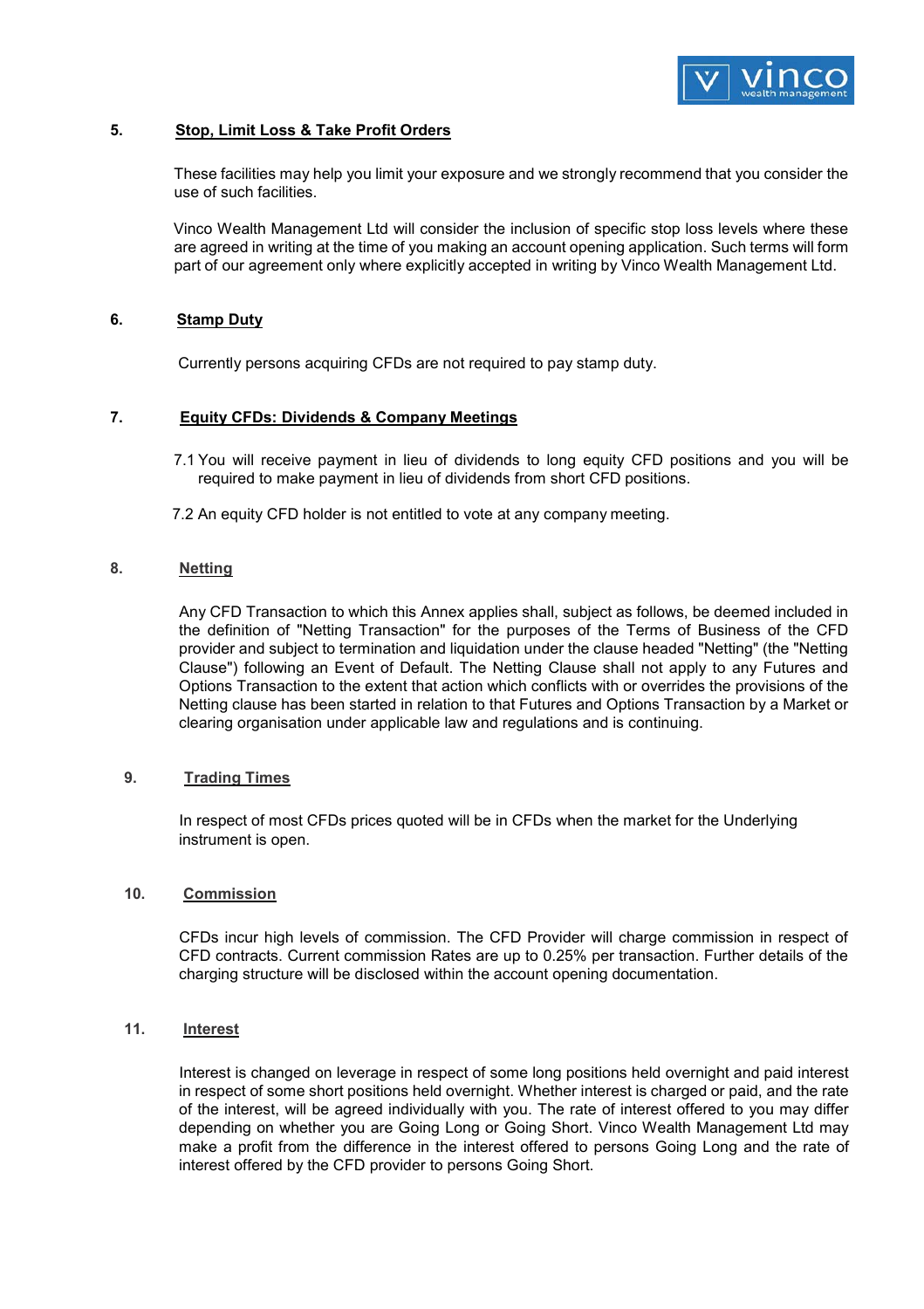## 5. Stop, Limit Loss & Take Profit Orders

These facilities may help you limit your exposure and we strongly recommend that you consider the use of such facilities.

Vinco Wealth Management Ltd will consider the inclusion of specific stop loss levels where these are agreed in writing at the time of you making an account opening application. Such terms will form part of our agreement only where explicitly accepted in writing by Vinco Wealth Management Ltd.

## 6. Stamp Duty

Currently persons acquiring CFDs are not required to pay stamp duty.

## 7. Equity CFDs: Dividends & Company Meetings

7.1 You will receive payment in lieu of dividends to long equity CFD positions and you will be required to make payment in lieu of dividends from short CFD positions.

7.2 An equity CFD holder is not entitled to vote at any company meeting.

## 8. Netting

Any CFD Transaction to which this Annex applies shall, subject as follows, be deemed included in the definition of "Netting Transaction" for the purposes of the Terms of Business of the CFD provider and subject to termination and liquidation under the clause headed "Netting" (the "Netting Clause") following an Event of Default. The Netting Clause shall not apply to any Futures and Options Transaction to the extent that action which conflicts with or overrides the provisions of the Netting clause has been started in relation to that Futures and Options Transaction by a Market or clearing organisation under applicable law and regulations and is continuing.

## 9. Trading Times

In respect of most CFDs prices quoted will be in CFDs when the market for the Underlying instrument is open.

## 10. Commission

CFDs incur high levels of commission. The CFD Provider will charge commission in respect of CFD contracts. Current commission Rates are up to 0.25% per transaction. Further details of the charging structure will be disclosed within the account opening documentation.

## 11. Interest

Interest is changed on leverage in respect of some long positions held overnight and paid interest in respect of some short positions held overnight. Whether interest is charged or paid, and the rate of the interest, will be agreed individually with you. The rate of interest offered to you may differ depending on whether you are Going Long or Going Short. Vinco Wealth Management Ltd may make a profit from the difference in the interest offered to persons Going Long and the rate of interest offered by the CFD provider to persons Going Short.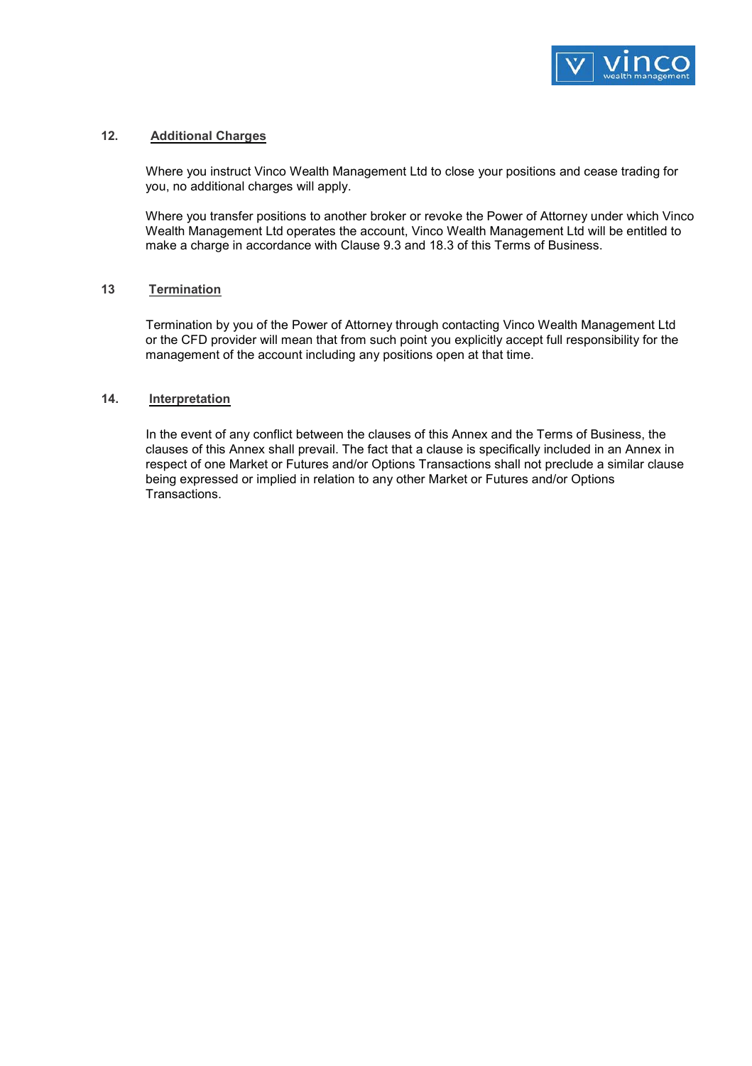## 12. Additional Charges

Where you instruct Vinco Wealth Management Ltd to close your positions and cease trading for you, no additional charges will apply.

Where you transfer positions to another broker or revoke the Power of Attorney under which Vinco Wealth Management Ltd operates the account, Vinco Wealth Management Ltd will be entitled to make a charge in accordance with Clause 9.3 and 18.3 of this Terms of Business.

## 13 Termination

Termination by you of the Power of Attorney through contacting Vinco Wealth Management Ltd or the CFD provider will mean that from such point you explicitly accept full responsibility for the management of the account including any positions open at that time.

## 14. Interpretation

In the event of any conflict between the clauses of this Annex and the Terms of Business, the clauses of this Annex shall prevail. The fact that a clause is specifically included in an Annex in respect of one Market or Futures and/or Options Transactions shall not preclude a similar clause being expressed or implied in relation to any other Market or Futures and/or Options Transactions.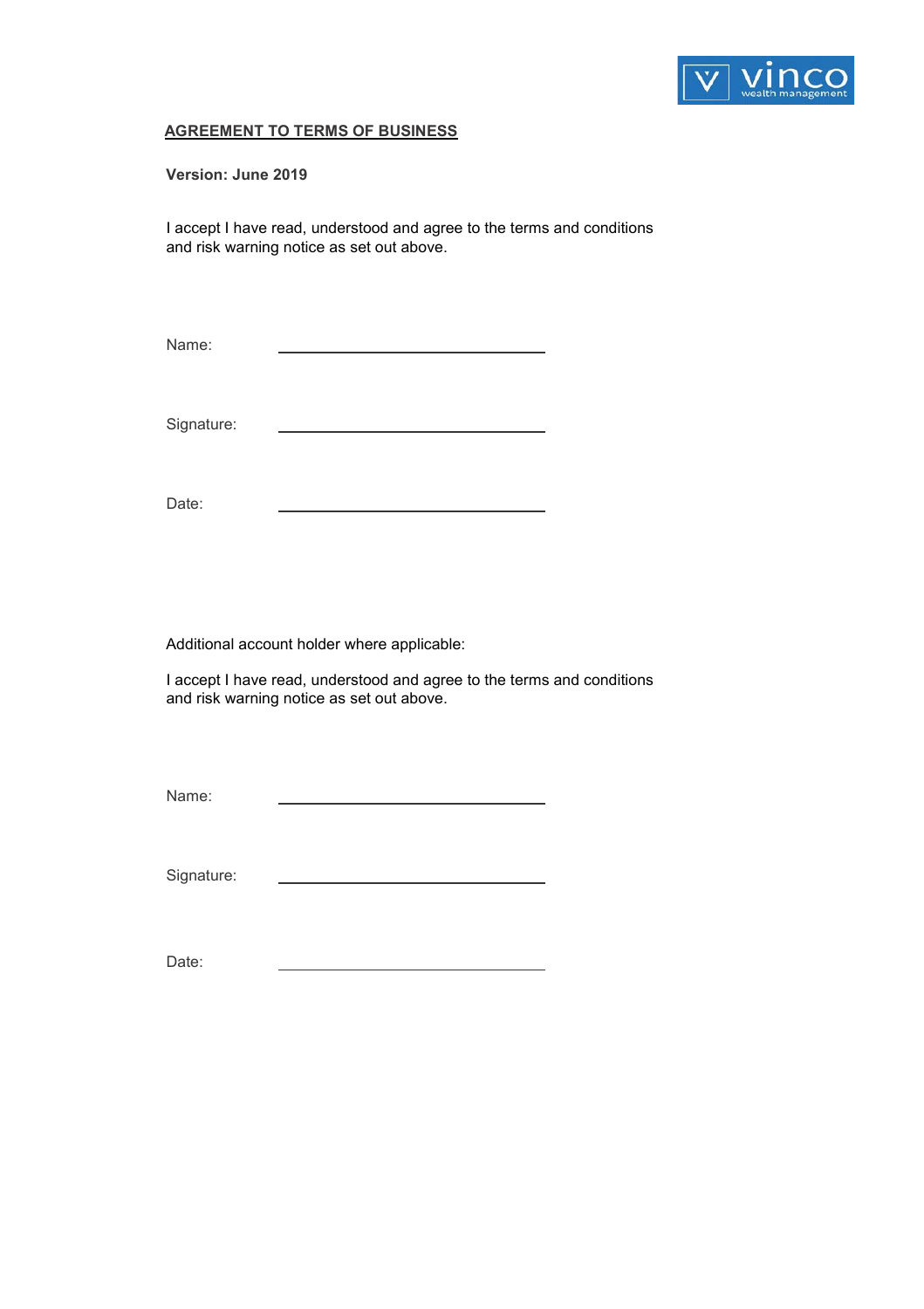## AGREEMENT TO TERMS OF BUSINESS

**Version: June 2019**

I accept I have read, understood and agree to the terms and conditions and risk warning notice as set out above.

Name: ______________________________

Signature: ______________________________

Date: ______________________________

Additional account holder where applicable:

I accept I have read, understood and agree to the terms and conditions and risk warning notice as set out above.

Name: ______________________________

Signature: ______________________________

Date: ______________________________